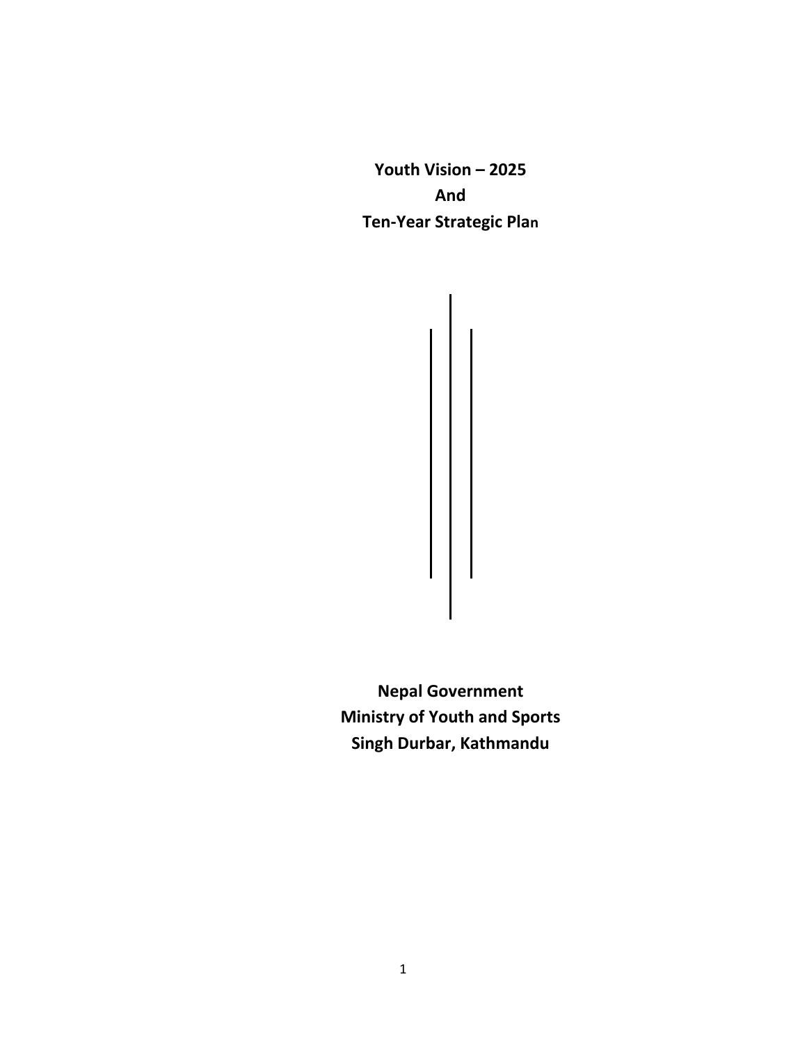# Youth Vision – 2025
# And
# Ten-Year Strategic Plan

**Nepal Government**
**Ministry of Youth and Sports**
**Singh Durbar, Kathmandu**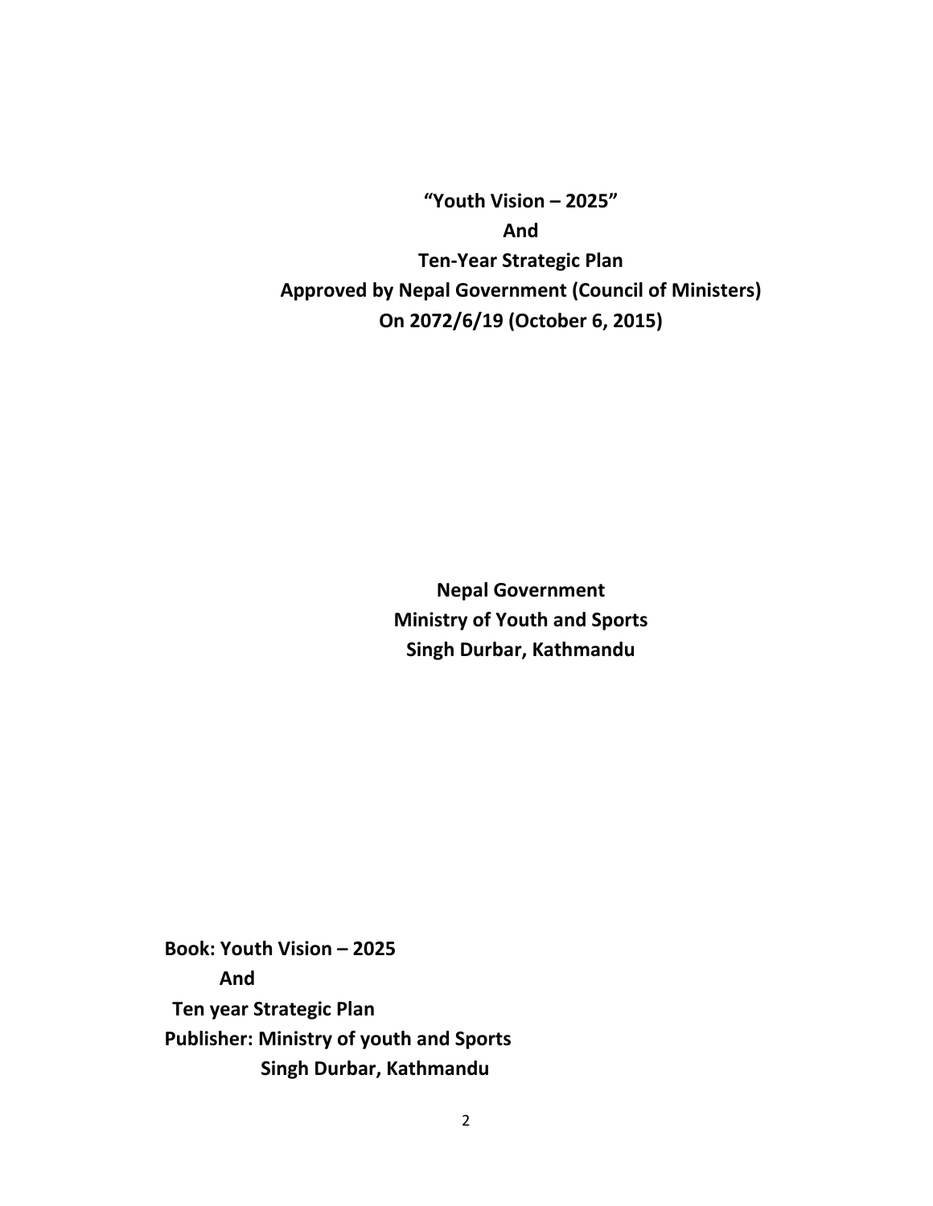**"Youth Vision – 2025"**

**And**

**Ten-Year Strategic Plan**

**Approved by Nepal Government (Council of Ministers)**

**On 2072/6/19 (October 6, 2015)**

**Nepal Government**

**Ministry of Youth and Sports**

**Singh Durbar, Kathmandu**

**Book: Youth Vision – 2025**

**And**

**Ten year Strategic Plan**

**Publisher: Ministry of youth and Sports**

**Singh Durbar, Kathmandu**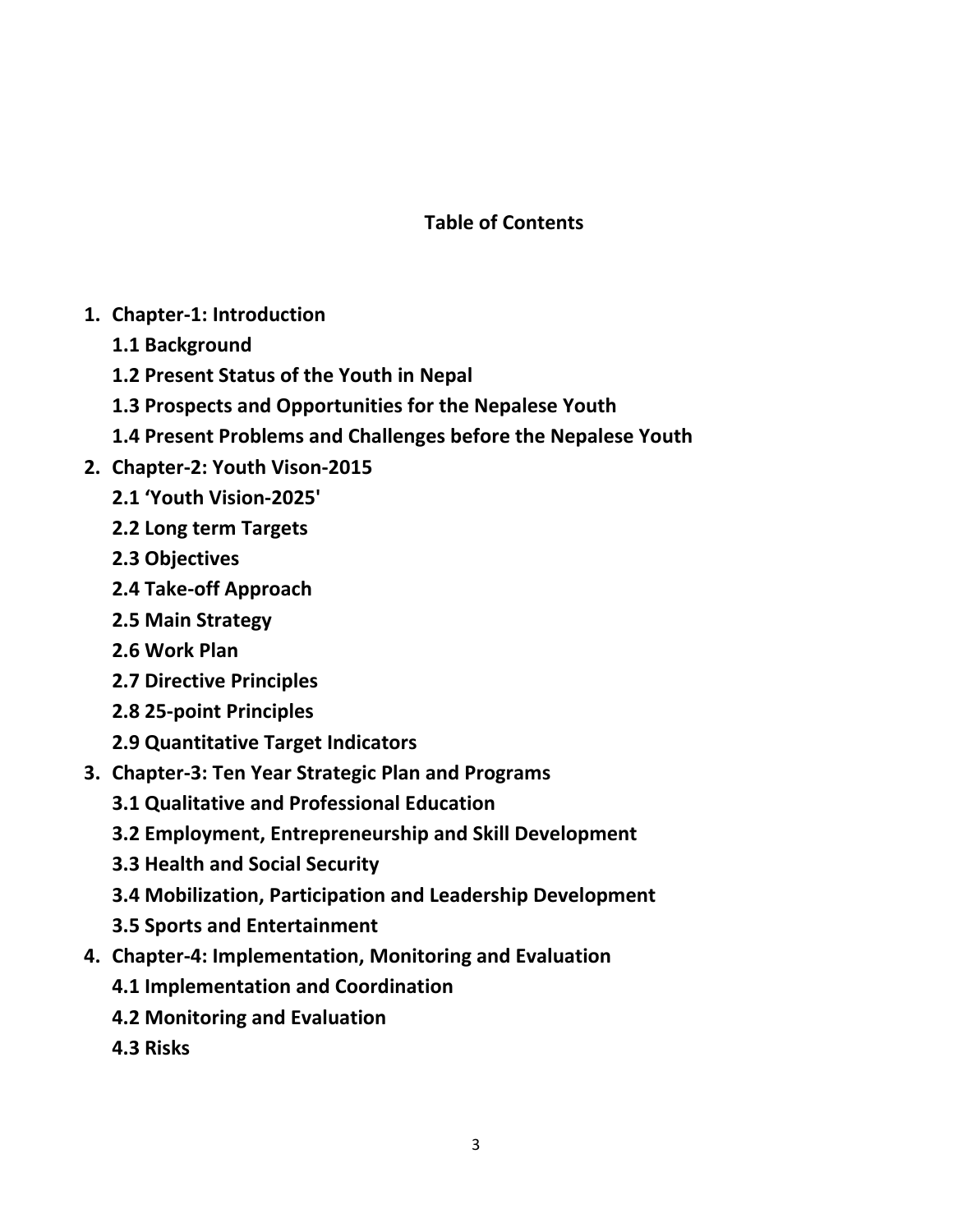**Table of Contents**

1. **Chapter-1: Introduction**
   - **1.1 Background**
   - **1.2 Present Status of the Youth in Nepal**
   - **1.3 Prospects and Opportunities for the Nepalese Youth**
   - **1.4 Present Problems and Challenges before the Nepalese Youth**
2. **Chapter-2: Youth Vison-2015**
   - **2.1 'Youth Vision-2025'**
   - **2.2 Long term Targets**
   - **2.3 Objectives**
   - **2.4 Take-off Approach**
   - **2.5 Main Strategy**
   - **2.6 Work Plan**
   - **2.7 Directive Principles**
   - **2.8 25-point Principles**
   - **2.9 Quantitative Target Indicators**
3. **Chapter-3: Ten Year Strategic Plan and Programs**
   - **3.1 Qualitative and Professional Education**
   - **3.2 Employment, Entrepreneurship and Skill Development**
   - **3.3 Health and Social Security**
   - **3.4 Mobilization, Participation and Leadership Development**
   - **3.5 Sports and Entertainment**
4. **Chapter-4: Implementation, Monitoring and Evaluation**
   - **4.1 Implementation and Coordination**
   - **4.2 Monitoring and Evaluation**
   - **4.3 Risks**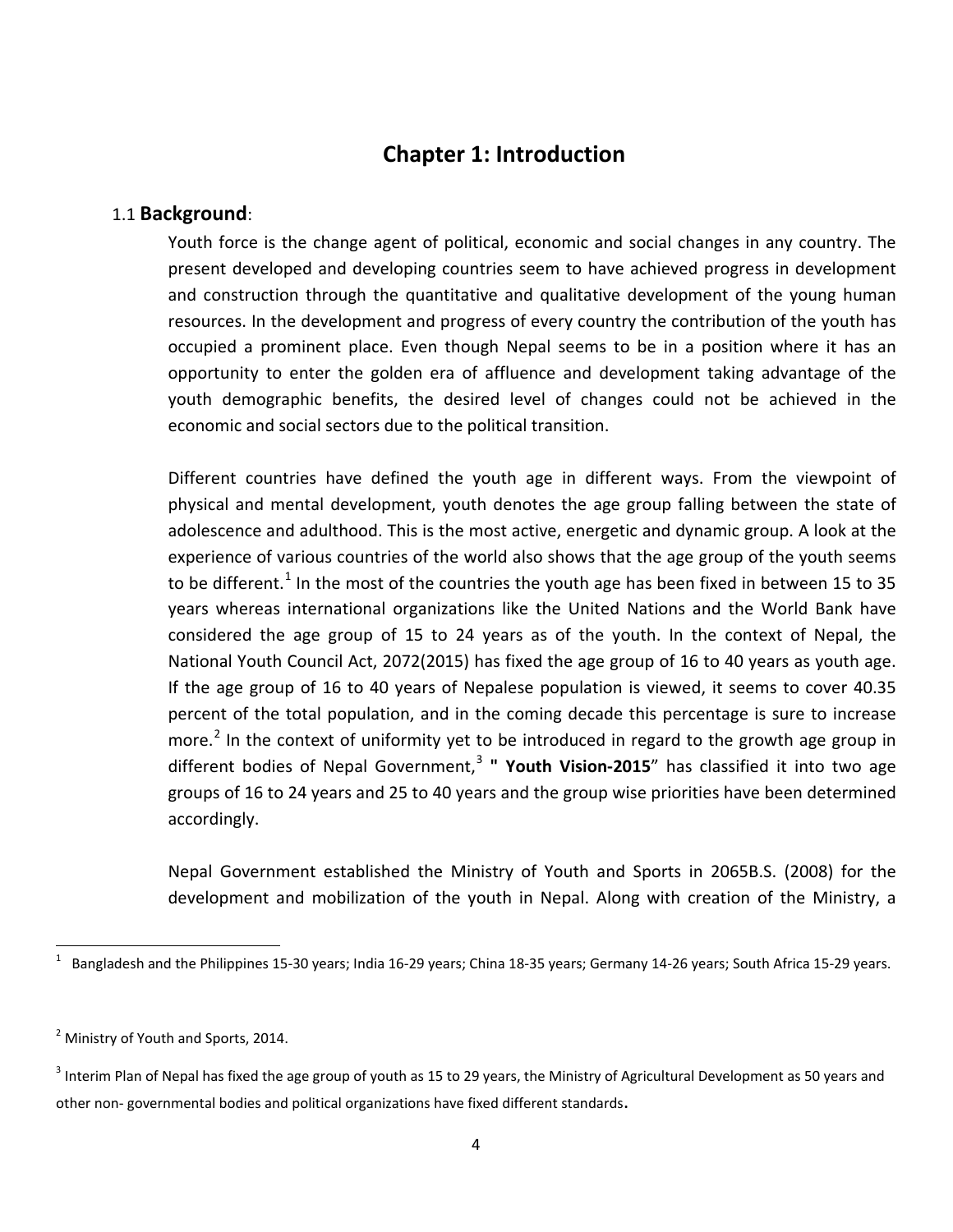# Chapter 1: Introduction

## 1.1 **Background**:

Youth force is the change agent of political, economic and social changes in any country. The present developed and developing countries seem to have achieved progress in development and construction through the quantitative and qualitative development of the young human resources. In the development and progress of every country the contribution of the youth has occupied a prominent place. Even though Nepal seems to be in a position where it has an opportunity to enter the golden era of affluence and development taking advantage of the youth demographic benefits, the desired level of changes could not be achieved in the economic and social sectors due to the political transition.

Different countries have defined the youth age in different ways. From the viewpoint of physical and mental development, youth denotes the age group falling between the state of adolescence and adulthood. This is the most active, energetic and dynamic group. A look at the experience of various countries of the world also shows that the age group of the youth seems to be different.[1] In the most of the countries the youth age has been fixed in between 15 to 35 years whereas international organizations like the United Nations and the World Bank have considered the age group of 15 to 24 years as of the youth. In the context of Nepal, the National Youth Council Act, 2072(2015) has fixed the age group of 16 to 40 years as youth age. If the age group of 16 to 40 years of Nepalese population is viewed, it seems to cover 40.35 percent of the total population, and in the coming decade this percentage is sure to increase more.[2] In the context of uniformity yet to be introduced in regard to the growth age group in different bodies of Nepal Government,[3] **" Youth Vision-2015**" has classified it into two age groups of 16 to 24 years and 25 to 40 years and the group wise priorities have been determined accordingly.

Nepal Government established the Ministry of Youth and Sports in 2065B.S. (2008) for the development and mobilization of the youth in Nepal. Along with creation of the Ministry, a

---

[1] Bangladesh and the Philippines 15-30 years; India 16-29 years; China 18-35 years; Germany 14-26 years; South Africa 15-29 years.

[2] Ministry of Youth and Sports, 2014.

[3] Interim Plan of Nepal has fixed the age group of youth as 15 to 29 years, the Ministry of Agricultural Development as 50 years and other non- governmental bodies and political organizations have fixed different standards.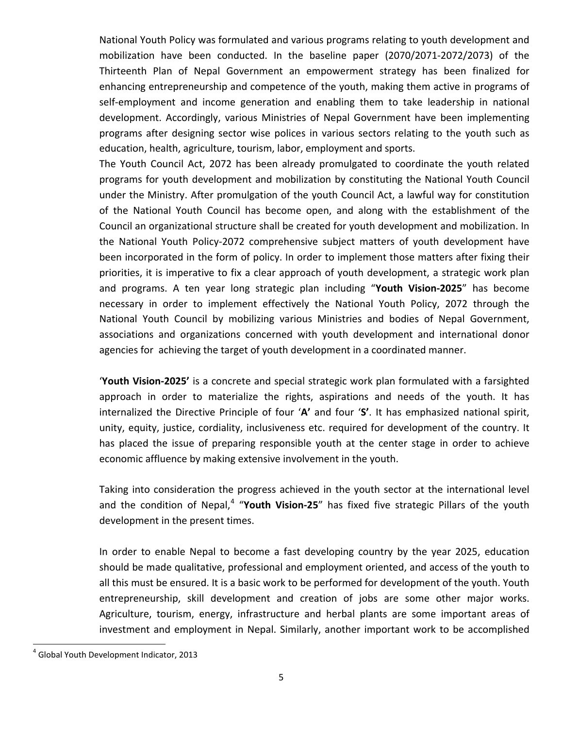National Youth Policy was formulated and various programs relating to youth development and mobilization have been conducted. In the baseline paper (2070/2071-2072/2073) of the Thirteenth Plan of Nepal Government an empowerment strategy has been finalized for enhancing entrepreneurship and competence of the youth, making them active in programs of self-employment and income generation and enabling them to take leadership in national development. Accordingly, various Ministries of Nepal Government have been implementing programs after designing sector wise polices in various sectors relating to the youth such as education, health, agriculture, tourism, labor, employment and sports.

The Youth Council Act, 2072 has been already promulgated to coordinate the youth related programs for youth development and mobilization by constituting the National Youth Council under the Ministry. After promulgation of the youth Council Act, a lawful way for constitution of the National Youth Council has become open, and along with the establishment of the Council an organizational structure shall be created for youth development and mobilization. In the National Youth Policy-2072 comprehensive subject matters of youth development have been incorporated in the form of policy. In order to implement those matters after fixing their priorities, it is imperative to fix a clear approach of youth development, a strategic work plan and programs. A ten year long strategic plan including "**Youth Vision-2025**" has become necessary in order to implement effectively the National Youth Policy, 2072 through the National Youth Council by mobilizing various Ministries and bodies of Nepal Government, associations and organizations concerned with youth development and international donor agencies for achieving the target of youth development in a coordinated manner.

'**Youth Vision-2025'** is a concrete and special strategic work plan formulated with a farsighted approach in order to materialize the rights, aspirations and needs of the youth. It has internalized the Directive Principle of four '**A'** and four '**S'**. It has emphasized national spirit, unity, equity, justice, cordiality, inclusiveness etc. required for development of the country. It has placed the issue of preparing responsible youth at the center stage in order to achieve economic affluence by making extensive involvement in the youth.

Taking into consideration the progress achieved in the youth sector at the international level and the condition of Nepal,[4] "**Youth Vision-25**" has fixed five strategic Pillars of the youth development in the present times.

In order to enable Nepal to become a fast developing country by the year 2025, education should be made qualitative, professional and employment oriented, and access of the youth to all this must be ensured. It is a basic work to be performed for development of the youth. Youth entrepreneurship, skill development and creation of jobs are some other major works. Agriculture, tourism, energy, infrastructure and herbal plants are some important areas of investment and employment in Nepal. Similarly, another important work to be accomplished

[4] Global Youth Development Indicator, 2013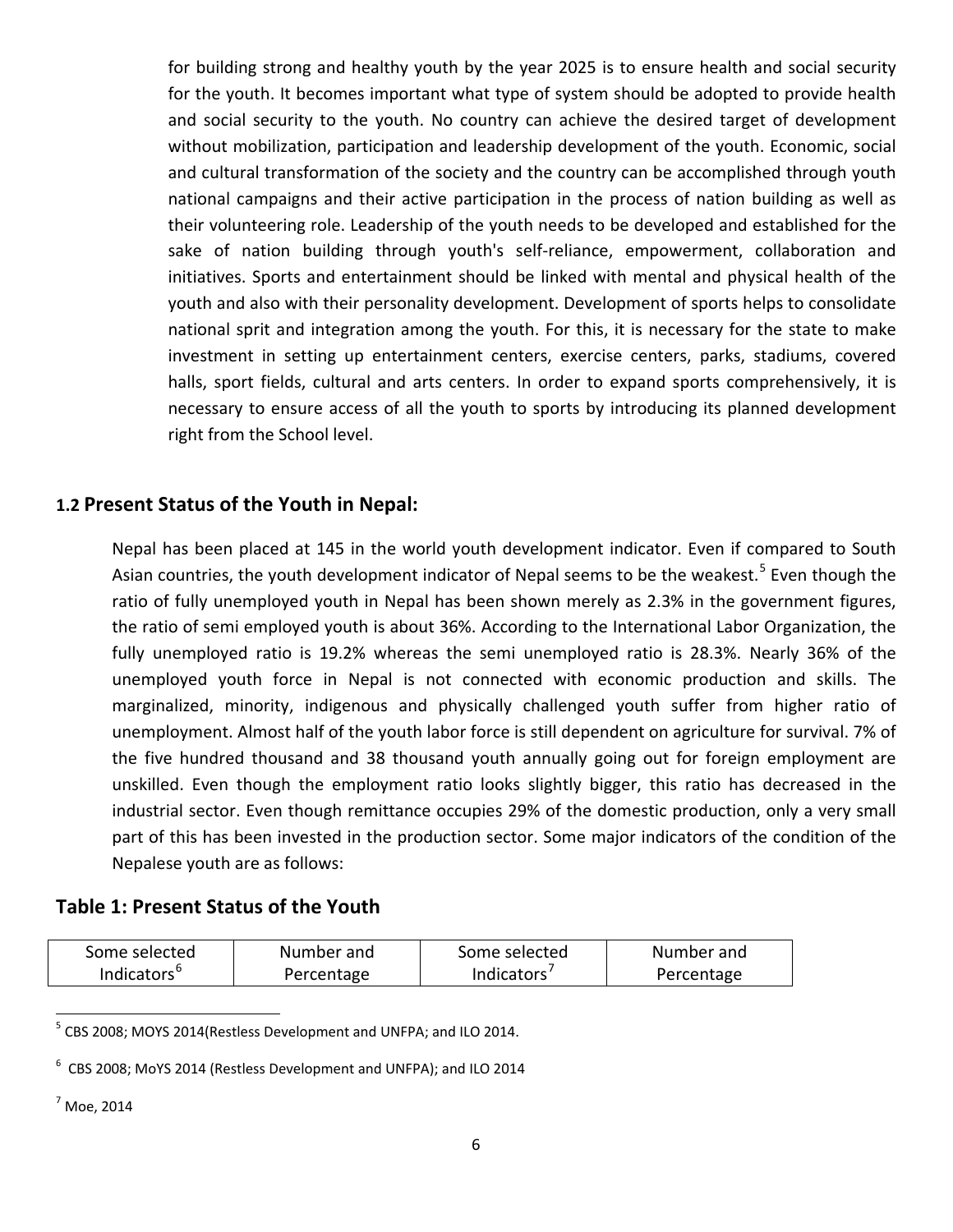for building strong and healthy youth by the year 2025 is to ensure health and social security for the youth. It becomes important what type of system should be adopted to provide health and social security to the youth. No country can achieve the desired target of development without mobilization, participation and leadership development of the youth. Economic, social and cultural transformation of the society and the country can be accomplished through youth national campaigns and their active participation in the process of nation building as well as their volunteering role. Leadership of the youth needs to be developed and established for the sake of nation building through youth's self-reliance, empowerment, collaboration and initiatives. Sports and entertainment should be linked with mental and physical health of the youth and also with their personality development. Development of sports helps to consolidate national sprit and integration among the youth. For this, it is necessary for the state to make investment in setting up entertainment centers, exercise centers, parks, stadiums, covered halls, sport fields, cultural and arts centers. In order to expand sports comprehensively, it is necessary to ensure access of all the youth to sports by introducing its planned development right from the School level.

## 1.2 Present Status of the Youth in Nepal:

Nepal has been placed at 145 in the world youth development indicator. Even if compared to South Asian countries, the youth development indicator of Nepal seems to be the weakest.[5] Even though the ratio of fully unemployed youth in Nepal has been shown merely as 2.3% in the government figures, the ratio of semi employed youth is about 36%. According to the International Labor Organization, the fully unemployed ratio is 19.2% whereas the semi unemployed ratio is 28.3%. Nearly 36% of the unemployed youth force in Nepal is not connected with economic production and skills. The marginalized, minority, indigenous and physically challenged youth suffer from higher ratio of unemployment. Almost half of the youth labor force is still dependent on agriculture for survival. 7% of the five hundred thousand and 38 thousand youth annually going out for foreign employment are unskilled. Even though the employment ratio looks slightly bigger, this ratio has decreased in the industrial sector. Even though remittance occupies 29% of the domestic production, only a very small part of this has been invested in the production sector. Some major indicators of the condition of the Nepalese youth are as follows:

## Table 1: Present Status of the Youth

| Some selected Indicators[6] | Number and Percentage | Some selected Indicators[7] | Number and Percentage |
|---|---|---|---|

[5] CBS 2008; MOYS 2014(Restless Development and UNFPA; and ILO 2014.

[6] CBS 2008; MoYS 2014 (Restless Development and UNFPA); and ILO 2014

[7] Moe, 2014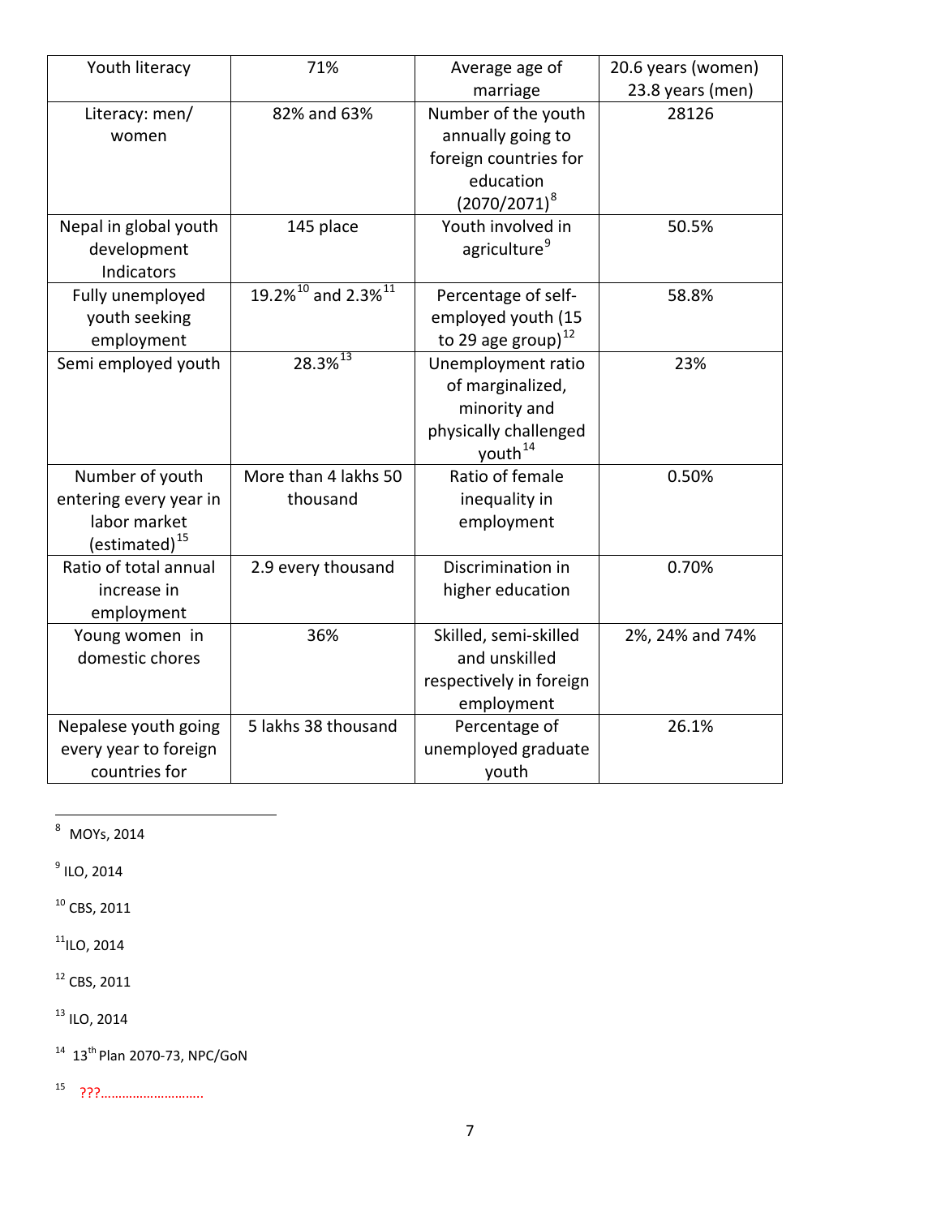| Youth literacy | 71% | Average age of marriage | 20.6 years (women) 23.8 years (men) |
|---|---|---|---|
| Literacy: men/ women | 82% and 63% | Number of the youth annually going to foreign countries for education (2070/2071)[8] | 28126 |
| Nepal in global youth development Indicators | 145 place | Youth involved in agriculture[9] | 50.5% |
| Fully unemployed youth seeking employment | 19.2%[10] and 2.3%[11] | Percentage of self-employed youth (15 to 29 age group)[12] | 58.8% |
| Semi employed youth | 28.3%[13] | Unemployment ratio of marginalized, minority and physically challenged youth[14] | 23% |
| Number of youth entering every year in labor market (estimated)[15] | More than 4 lakhs 50 thousand | Ratio of female inequality in employment | 0.50% |
| Ratio of total annual increase in employment | 2.9 every thousand | Discrimination in higher education | 0.70% |
| Young women in domestic chores | 36% | Skilled, semi-skilled and unskilled respectively in foreign employment | 2%, 24% and 74% |
| Nepalese youth going every year to foreign countries for | 5 lakhs 38 thousand | Percentage of unemployed graduate youth | 26.1% |

---

[8] MOYs, 2014

[9] ILO, 2014

[10] CBS, 2011

[11] ILO, 2014

[12] CBS, 2011

[13] ILO, 2014

[14] 13th Plan 2070-73, NPC/GoN

[15] ???.............................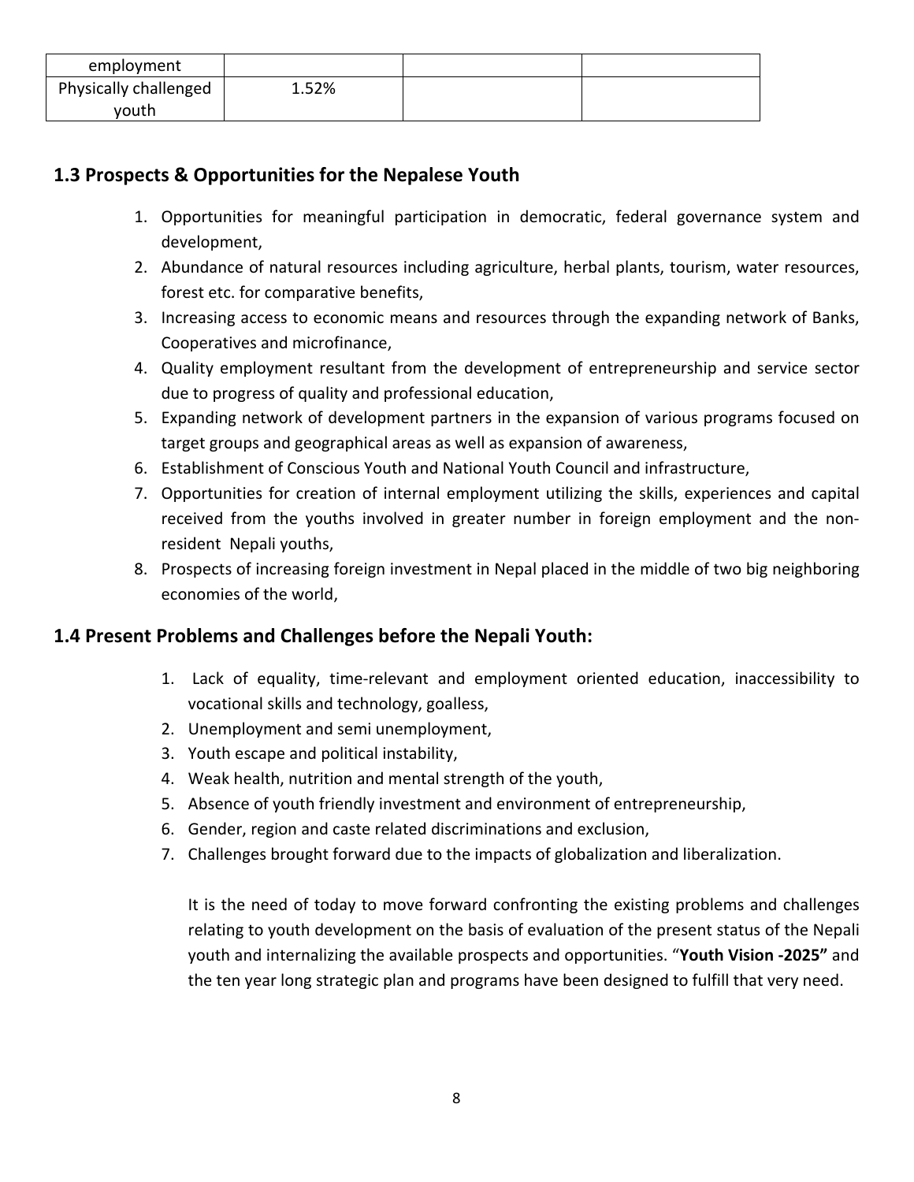| employment | | | |
|---|---|---|---|
| Physically challenged youth | 1.52% | | |

### 1.3 Prospects & Opportunities for the Nepalese Youth

1. Opportunities for meaningful participation in democratic, federal governance system and development,
2. Abundance of natural resources including agriculture, herbal plants, tourism, water resources, forest etc. for comparative benefits,
3. Increasing access to economic means and resources through the expanding network of Banks, Cooperatives and microfinance,
4. Quality employment resultant from the development of entrepreneurship and service sector due to progress of quality and professional education,
5. Expanding network of development partners in the expansion of various programs focused on target groups and geographical areas as well as expansion of awareness,
6. Establishment of Conscious Youth and National Youth Council and infrastructure,
7. Opportunities for creation of internal employment utilizing the skills, experiences and capital received from the youths involved in greater number in foreign employment and the non-resident Nepali youths,
8. Prospects of increasing foreign investment in Nepal placed in the middle of two big neighboring economies of the world,

### 1.4 Present Problems and Challenges before the Nepali Youth:

1. Lack of equality, time-relevant and employment oriented education, inaccessibility to vocational skills and technology, goalless,
2. Unemployment and semi unemployment,
3. Youth escape and political instability,
4. Weak health, nutrition and mental strength of the youth,
5. Absence of youth friendly investment and environment of entrepreneurship,
6. Gender, region and caste related discriminations and exclusion,
7. Challenges brought forward due to the impacts of globalization and liberalization.

It is the need of today to move forward confronting the existing problems and challenges relating to youth development on the basis of evaluation of the present status of the Nepali youth and internalizing the available prospects and opportunities. "**Youth Vision -2025"** and the ten year long strategic plan and programs have been designed to fulfill that very need.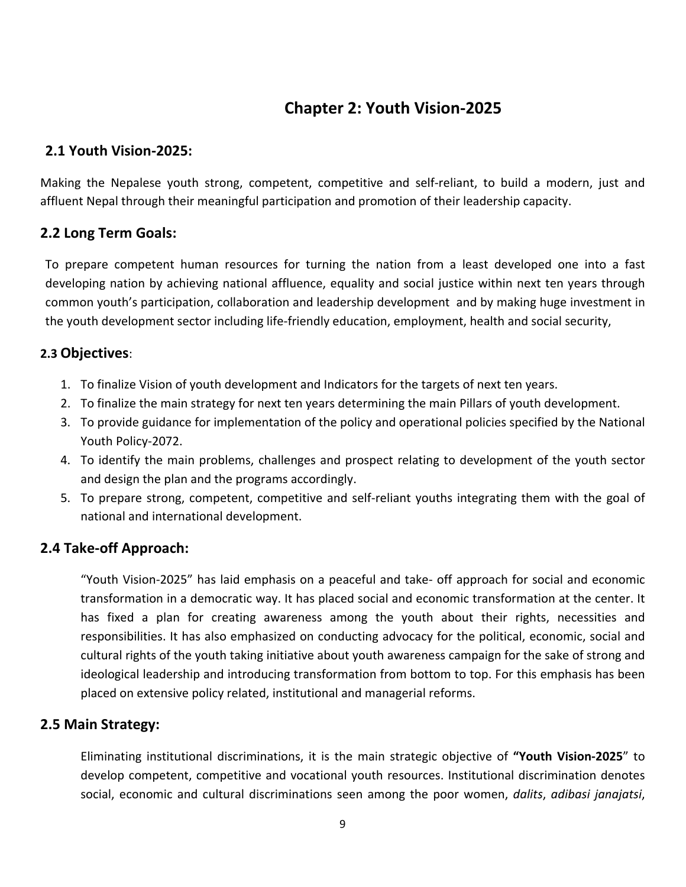# Chapter 2: Youth Vision-2025

## 2.1 Youth Vision-2025:

Making the Nepalese youth strong, competent, competitive and self-reliant, to build a modern, just and affluent Nepal through their meaningful participation and promotion of their leadership capacity.

## 2.2 Long Term Goals:

To prepare competent human resources for turning the nation from a least developed one into a fast developing nation by achieving national affluence, equality and social justice within next ten years through common youth's participation, collaboration and leadership development and by making huge investment in the youth development sector including life-friendly education, employment, health and social security,

## 2.3 Objectives:

1. To finalize Vision of youth development and Indicators for the targets of next ten years.
2. To finalize the main strategy for next ten years determining the main Pillars of youth development.
3. To provide guidance for implementation of the policy and operational policies specified by the National Youth Policy-2072.
4. To identify the main problems, challenges and prospect relating to development of the youth sector and design the plan and the programs accordingly.
5. To prepare strong, competent, competitive and self-reliant youths integrating them with the goal of national and international development.

## 2.4 Take-off Approach:

"Youth Vision-2025" has laid emphasis on a peaceful and take- off approach for social and economic transformation in a democratic way. It has placed social and economic transformation at the center. It has fixed a plan for creating awareness among the youth about their rights, necessities and responsibilities. It has also emphasized on conducting advocacy for the political, economic, social and cultural rights of the youth taking initiative about youth awareness campaign for the sake of strong and ideological leadership and introducing transformation from bottom to top. For this emphasis has been placed on extensive policy related, institutional and managerial reforms.

## 2.5 Main Strategy:

Eliminating institutional discriminations, it is the main strategic objective of **"Youth Vision-2025**" to develop competent, competitive and vocational youth resources. Institutional discrimination denotes social, economic and cultural discriminations seen among the poor women, *dalits*, *adibasi janajatsi*,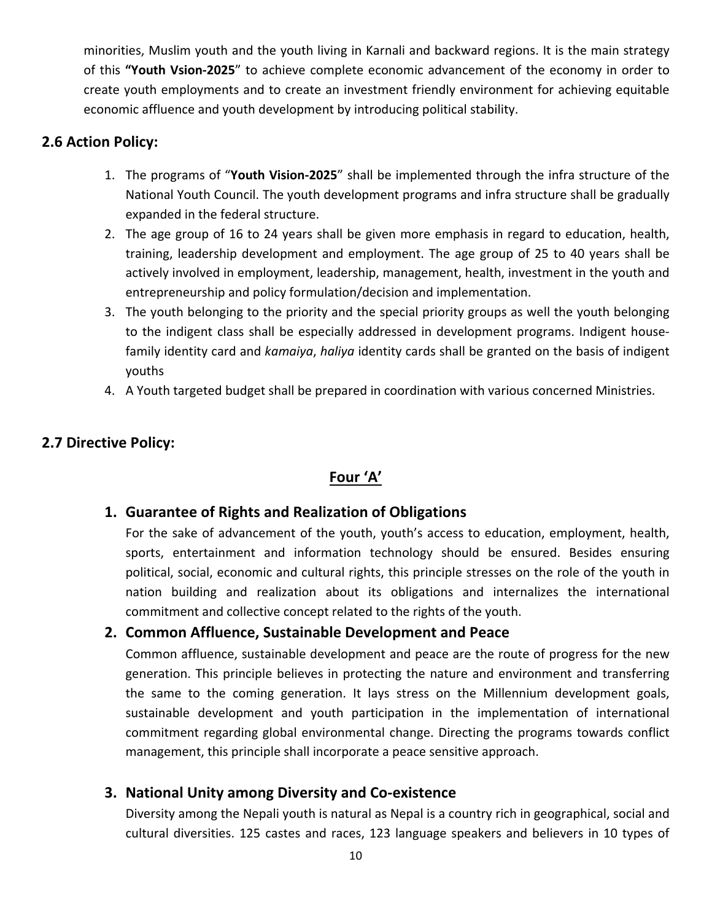minorities, Muslim youth and the youth living in Karnali and backward regions. It is the main strategy of this **"Youth Vsion-2025"** to achieve complete economic advancement of the economy in order to create youth employments and to create an investment friendly environment for achieving equitable economic affluence and youth development by introducing political stability.

## 2.6 Action Policy:

1. The programs of "**Youth Vision-2025**" shall be implemented through the infra structure of the National Youth Council. The youth development programs and infra structure shall be gradually expanded in the federal structure.
2. The age group of 16 to 24 years shall be given more emphasis in regard to education, health, training, leadership development and employment. The age group of 25 to 40 years shall be actively involved in employment, leadership, management, health, investment in the youth and entrepreneurship and policy formulation/decision and implementation.
3. The youth belonging to the priority and the special priority groups as well the youth belonging to the indigent class shall be especially addressed in development programs. Indigent house-family identity card and *kamaiya*, *haliya* identity cards shall be granted on the basis of indigent youths
4. A Youth targeted budget shall be prepared in coordination with various concerned Ministries.

## 2.7 Directive Policy:

### <u>Four 'A'</u>

### 1. Guarantee of Rights and Realization of Obligations

For the sake of advancement of the youth, youth's access to education, employment, health, sports, entertainment and information technology should be ensured. Besides ensuring political, social, economic and cultural rights, this principle stresses on the role of the youth in nation building and realization about its obligations and internalizes the international commitment and collective concept related to the rights of the youth.

### 2. Common Affluence, Sustainable Development and Peace

Common affluence, sustainable development and peace are the route of progress for the new generation. This principle believes in protecting the nature and environment and transferring the same to the coming generation. It lays stress on the Millennium development goals, sustainable development and youth participation in the implementation of international commitment regarding global environmental change. Directing the programs towards conflict management, this principle shall incorporate a peace sensitive approach.

### 3. National Unity among Diversity and Co-existence

Diversity among the Nepali youth is natural as Nepal is a country rich in geographical, social and cultural diversities. 125 castes and races, 123 language speakers and believers in 10 types of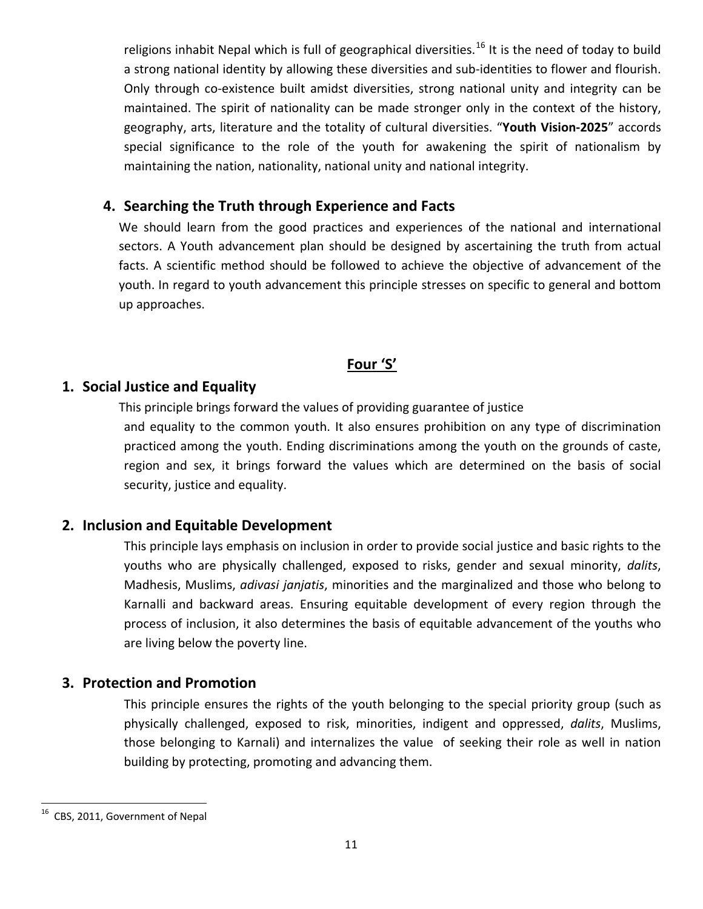religions inhabit Nepal which is full of geographical diversities.[16] It is the need of today to build a strong national identity by allowing these diversities and sub-identities to flower and flourish. Only through co-existence built amidst diversities, strong national unity and integrity can be maintained. The spirit of nationality can be made stronger only in the context of the history, geography, arts, literature and the totality of cultural diversities. "**Youth Vision-2025**" accords special significance to the role of the youth for awakening the spirit of nationalism by maintaining the nation, nationality, national unity and national integrity.

### 4. Searching the Truth through Experience and Facts

We should learn from the good practices and experiences of the national and international sectors. A Youth advancement plan should be designed by ascertaining the truth from actual facts. A scientific method should be followed to achieve the objective of advancement of the youth. In regard to youth advancement this principle stresses on specific to general and bottom up approaches.

## Four 'S'

### 1. Social Justice and Equality

This principle brings forward the values of providing guarantee of justice and equality to the common youth. It also ensures prohibition on any type of discrimination practiced among the youth. Ending discriminations among the youth on the grounds of caste, region and sex, it brings forward the values which are determined on the basis of social security, justice and equality.

### 2. Inclusion and Equitable Development

This principle lays emphasis on inclusion in order to provide social justice and basic rights to the youths who are physically challenged, exposed to risks, gender and sexual minority, *dalits*, Madhesis, Muslims, *adivasi janjatis*, minorities and the marginalized and those who belong to Karnalli and backward areas. Ensuring equitable development of every region through the process of inclusion, it also determines the basis of equitable advancement of the youths who are living below the poverty line.

### 3. Protection and Promotion

This principle ensures the rights of the youth belonging to the special priority group (such as physically challenged, exposed to risk, minorities, indigent and oppressed, *dalits*, Muslims, those belonging to Karnali) and internalizes the value of seeking their role as well in nation building by protecting, promoting and advancing them.

---

[16] CBS, 2011, Government of Nepal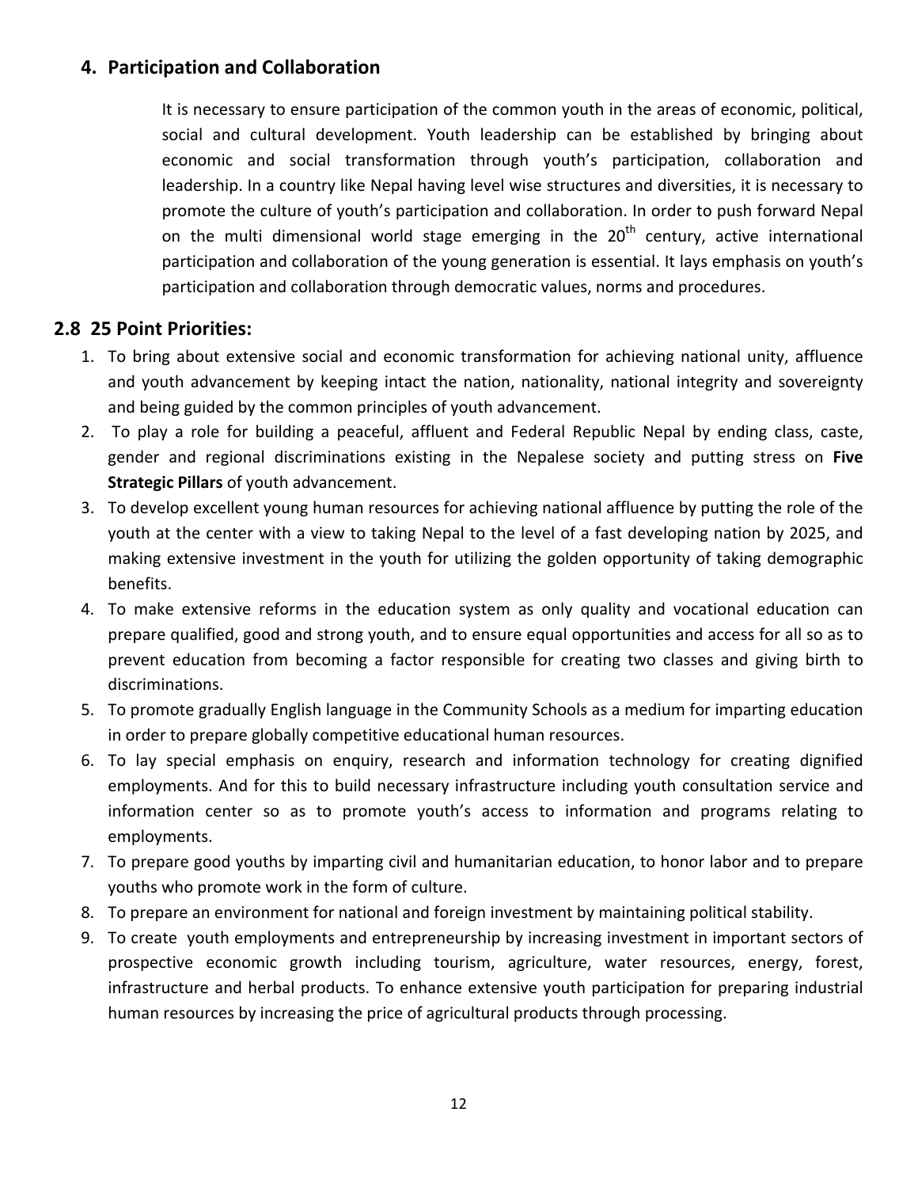## 4. Participation and Collaboration

It is necessary to ensure participation of the common youth in the areas of economic, political, social and cultural development. Youth leadership can be established by bringing about economic and social transformation through youth's participation, collaboration and leadership. In a country like Nepal having level wise structures and diversities, it is necessary to promote the culture of youth's participation and collaboration. In order to push forward Nepal on the multi dimensional world stage emerging in the 20th century, active international participation and collaboration of the young generation is essential. It lays emphasis on youth's participation and collaboration through democratic values, norms and procedures.

## 2.8 25 Point Priorities:

1. To bring about extensive social and economic transformation for achieving national unity, affluence and youth advancement by keeping intact the nation, nationality, national integrity and sovereignty and being guided by the common principles of youth advancement.
2. To play a role for building a peaceful, affluent and Federal Republic Nepal by ending class, caste, gender and regional discriminations existing in the Nepalese society and putting stress on **Five Strategic Pillars** of youth advancement.
3. To develop excellent young human resources for achieving national affluence by putting the role of the youth at the center with a view to taking Nepal to the level of a fast developing nation by 2025, and making extensive investment in the youth for utilizing the golden opportunity of taking demographic benefits.
4. To make extensive reforms in the education system as only quality and vocational education can prepare qualified, good and strong youth, and to ensure equal opportunities and access for all so as to prevent education from becoming a factor responsible for creating two classes and giving birth to discriminations.
5. To promote gradually English language in the Community Schools as a medium for imparting education in order to prepare globally competitive educational human resources.
6. To lay special emphasis on enquiry, research and information technology for creating dignified employments. And for this to build necessary infrastructure including youth consultation service and information center so as to promote youth's access to information and programs relating to employments.
7. To prepare good youths by imparting civil and humanitarian education, to honor labor and to prepare youths who promote work in the form of culture.
8. To prepare an environment for national and foreign investment by maintaining political stability.
9. To create youth employments and entrepreneurship by increasing investment in important sectors of prospective economic growth including tourism, agriculture, water resources, energy, forest, infrastructure and herbal products. To enhance extensive youth participation for preparing industrial human resources by increasing the price of agricultural products through processing.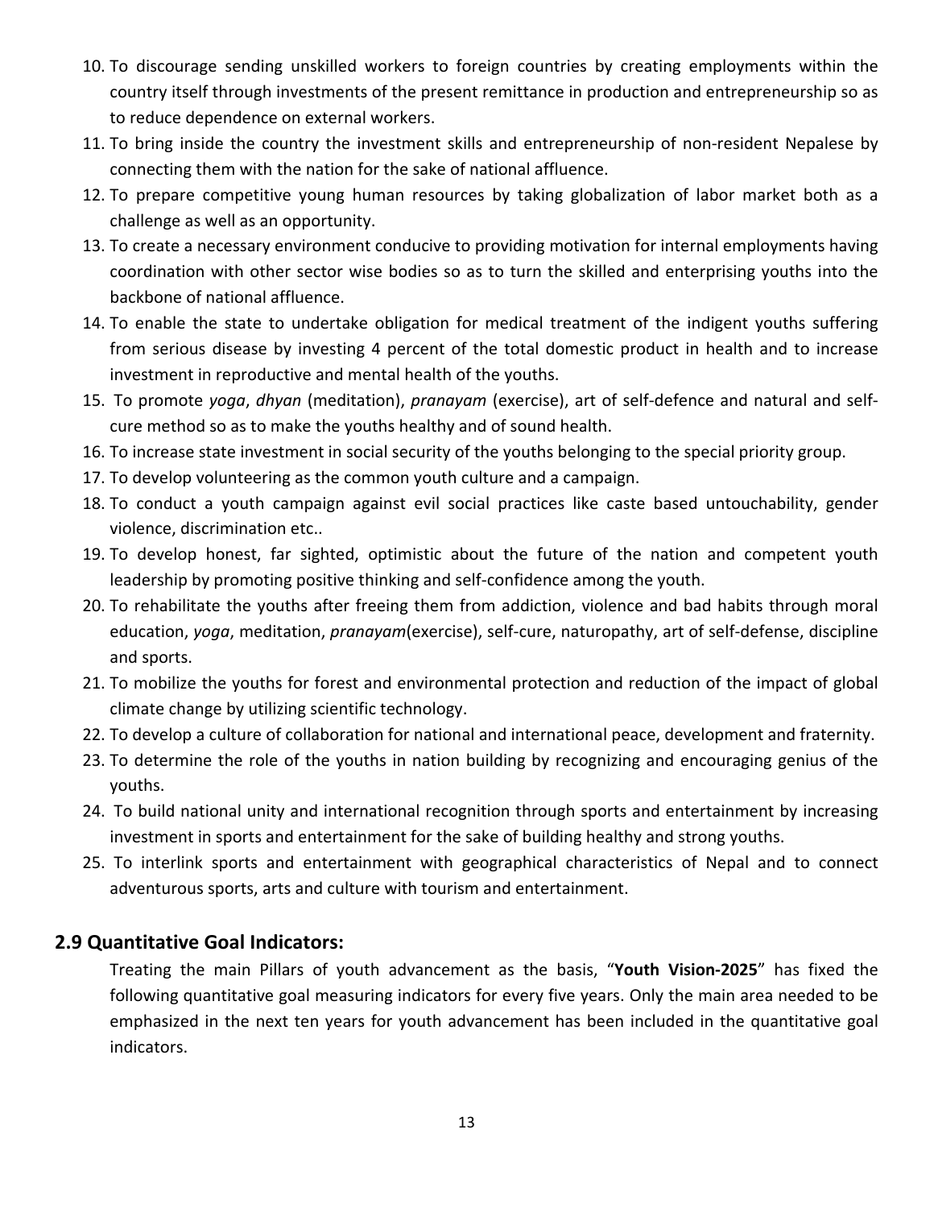10. To discourage sending unskilled workers to foreign countries by creating employments within the country itself through investments of the present remittance in production and entrepreneurship so as to reduce dependence on external workers.
11. To bring inside the country the investment skills and entrepreneurship of non-resident Nepalese by connecting them with the nation for the sake of national affluence.
12. To prepare competitive young human resources by taking globalization of labor market both as a challenge as well as an opportunity.
13. To create a necessary environment conducive to providing motivation for internal employments having coordination with other sector wise bodies so as to turn the skilled and enterprising youths into the backbone of national affluence.
14. To enable the state to undertake obligation for medical treatment of the indigent youths suffering from serious disease by investing 4 percent of the total domestic product in health and to increase investment in reproductive and mental health of the youths.
15. To promote *yoga*, *dhyan* (meditation), *pranayam* (exercise), art of self-defence and natural and self-cure method so as to make the youths healthy and of sound health.
16. To increase state investment in social security of the youths belonging to the special priority group.
17. To develop volunteering as the common youth culture and a campaign.
18. To conduct a youth campaign against evil social practices like caste based untouchability, gender violence, discrimination etc..
19. To develop honest, far sighted, optimistic about the future of the nation and competent youth leadership by promoting positive thinking and self-confidence among the youth.
20. To rehabilitate the youths after freeing them from addiction, violence and bad habits through moral education, *yoga*, meditation, *pranayam*(exercise), self-cure, naturopathy, art of self-defense, discipline and sports.
21. To mobilize the youths for forest and environmental protection and reduction of the impact of global climate change by utilizing scientific technology.
22. To develop a culture of collaboration for national and international peace, development and fraternity.
23. To determine the role of the youths in nation building by recognizing and encouraging genius of the youths.
24. To build national unity and international recognition through sports and entertainment by increasing investment in sports and entertainment for the sake of building healthy and strong youths.
25. To interlink sports and entertainment with geographical characteristics of Nepal and to connect adventurous sports, arts and culture with tourism and entertainment.

## 2.9 Quantitative Goal Indicators:

Treating the main Pillars of youth advancement as the basis, "**Youth Vision-2025**" has fixed the following quantitative goal measuring indicators for every five years. Only the main area needed to be emphasized in the next ten years for youth advancement has been included in the quantitative goal indicators.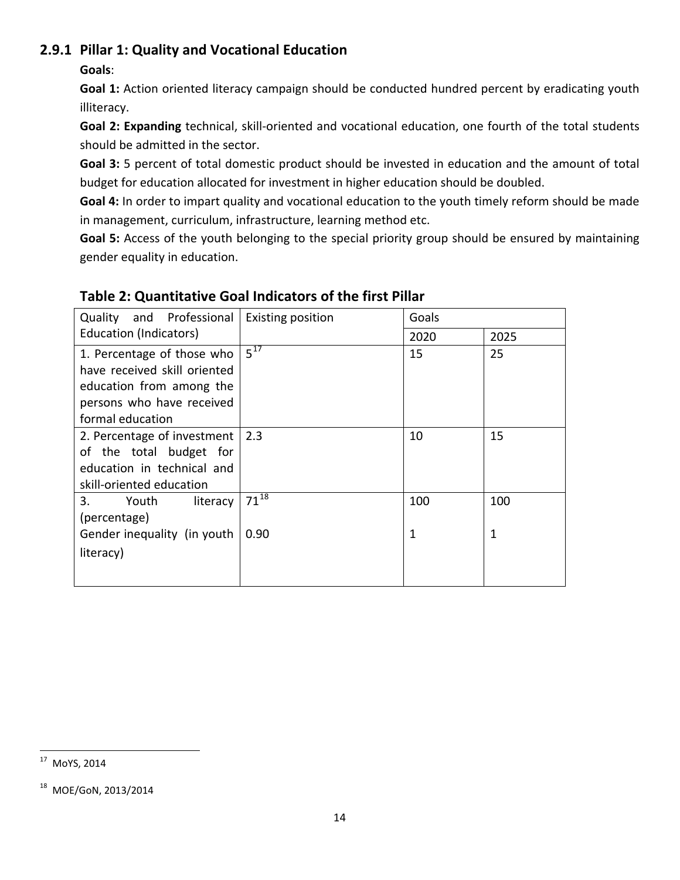### 2.9.1 Pillar 1: Quality and Vocational Education

**Goals**:

**Goal 1:** Action oriented literacy campaign should be conducted hundred percent by eradicating youth illiteracy.

**Goal 2: Expanding** technical, skill-oriented and vocational education, one fourth of the total students should be admitted in the sector.

**Goal 3:** 5 percent of total domestic product should be invested in education and the amount of total budget for education allocated for investment in higher education should be doubled.

**Goal 4:** In order to impart quality and vocational education to the youth timely reform should be made in management, curriculum, infrastructure, learning method etc.

**Goal 5:** Access of the youth belonging to the special priority group should be ensured by maintaining gender equality in education.

**Table 2: Quantitative Goal Indicators of the first Pillar**

| Quality and Professional Education (Indicators) | Existing position | Goals | |
|---|---|---|---|
| | | 2020 | 2025 |
| 1. Percentage of those who have received skill oriented education from among the persons who have received formal education | 5[17] | 15 | 25 |
| 2. Percentage of investment of the total budget for education in technical and skill-oriented education | 2.3 | 10 | 15 |
| 3. Youth literacy (percentage) | 71[18] | 100 | 100 |
| Gender inequality (in youth literacy) | 0.90 | 1 | 1 |

[17] MoYS, 2014

[18] MOE/GoN, 2013/2014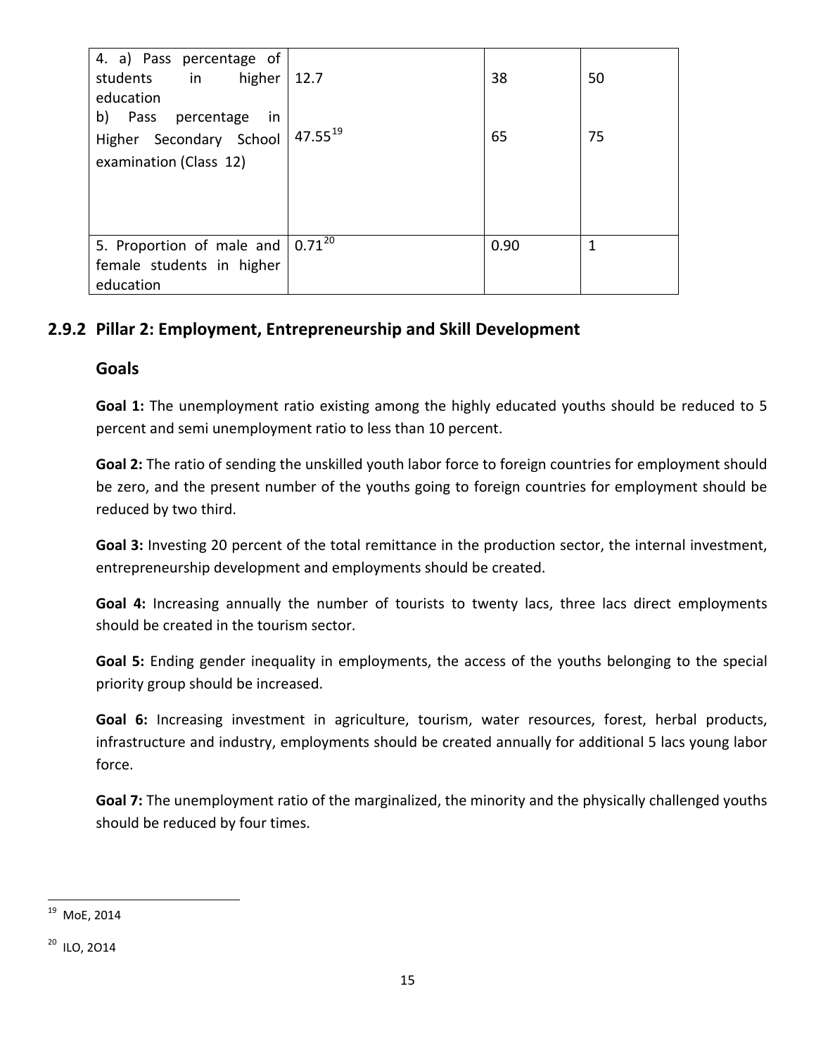| | | | |
|---|---|---|---|
| 4. a) Pass percentage of students in higher education<br>b) Pass percentage in Higher Secondary School examination (Class 12) | 12.7<br><br>47.55[19] | 38<br><br>65 | 50<br><br>75 |
| 5. Proportion of male and female students in higher education | 0.71[20] | 0.90 | 1 |

### 2.9.2 Pillar 2: Employment, Entrepreneurship and Skill Development

#### Goals

**Goal 1:** The unemployment ratio existing among the highly educated youths should be reduced to 5 percent and semi unemployment ratio to less than 10 percent.

**Goal 2:** The ratio of sending the unskilled youth labor force to foreign countries for employment should be zero, and the present number of the youths going to foreign countries for employment should be reduced by two third.

**Goal 3:** Investing 20 percent of the total remittance in the production sector, the internal investment, entrepreneurship development and employments should be created.

**Goal 4:** Increasing annually the number of tourists to twenty lacs, three lacs direct employments should be created in the tourism sector.

**Goal 5:** Ending gender inequality in employments, the access of the youths belonging to the special priority group should be increased.

**Goal 6:** Increasing investment in agriculture, tourism, water resources, forest, herbal products, infrastructure and industry, employments should be created annually for additional 5 lacs young labor force.

**Goal 7:** The unemployment ratio of the marginalized, the minority and the physically challenged youths should be reduced by four times.

---

[19] MoE, 2014

[20] ILO, 2O14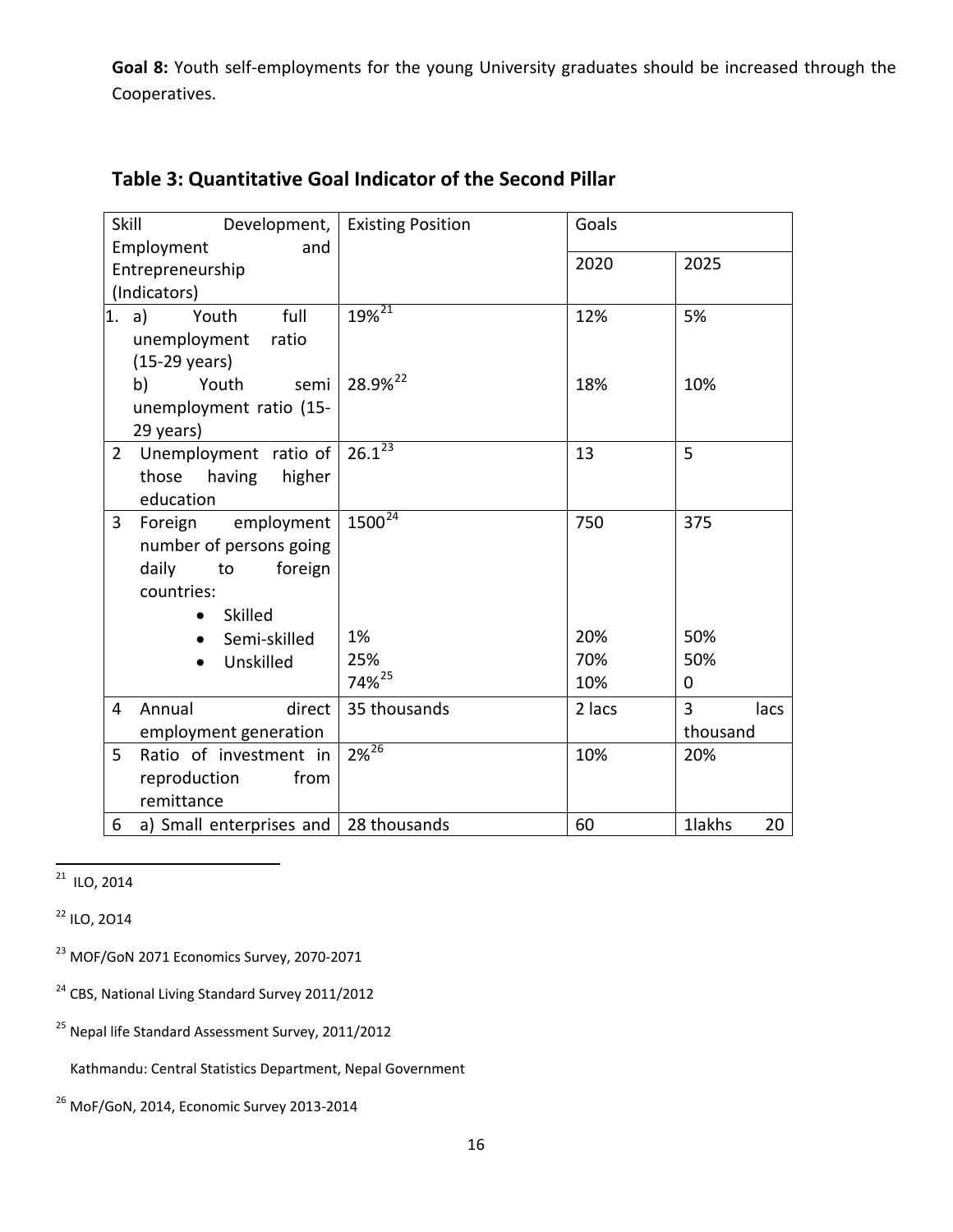**Goal 8:** Youth self-employments for the young University graduates should be increased through the Cooperatives.

## Table 3: Quantitative Goal Indicator of the Second Pillar

| Skill Development, Employment and Entrepreneurship (Indicators) | Existing Position | Goals | |
|---|---|---|---|
| | | 2020 | 2025 |
| 1. a) Youth full unemployment ratio (15-29 years) | 19%[21] | 12% | 5% |
| b) Youth semi unemployment ratio (15-29 years) | 28.9%[22] | 18% | 10% |
| 2 Unemployment ratio of those having higher education | 26.1[23] | 13 | 5 |
| 3 Foreign employment number of persons going daily to foreign countries: | 1500[24] | 750 | 375 |
| • Skilled | 1% | 20% | 50% |
| • Semi-skilled | 25% | 70% | 50% |
| • Unskilled | 74%[25] | 10% | 0 |
| 4 Annual direct employment generation | 35 thousands | 2 lacs | 3 lacs thousand |
| 5 Ratio of investment in reproduction from remittance | 2%[26] | 10% | 20% |
| 6 a) Small enterprises and | 28 thousands | 60 | 1lakhs 20 |

[21] ILO, 2014

[22] ILO, 2O14

[23] MOF/GoN 2071 Economics Survey, 2070-2071

[24] CBS, National Living Standard Survey 2011/2012

[25] Nepal life Standard Assessment Survey, 2011/2012

Kathmandu: Central Statistics Department, Nepal Government

[26] MoF/GoN, 2014, Economic Survey 2013-2014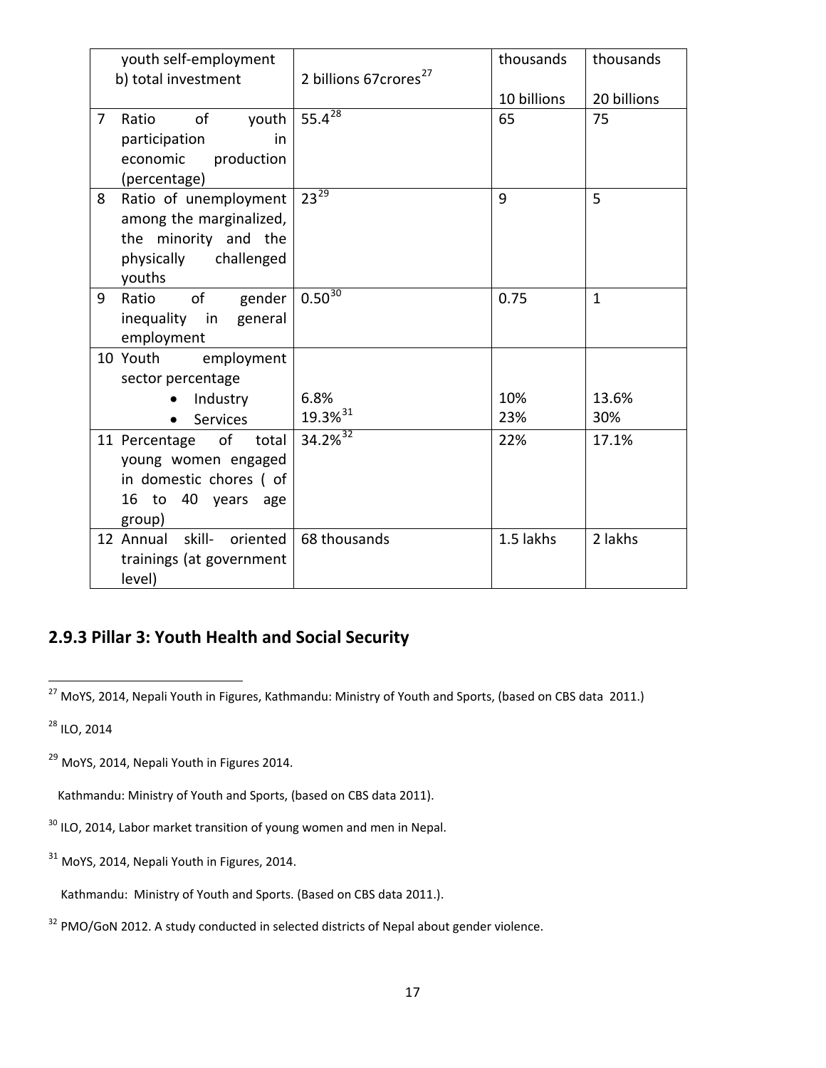| | | | |
|---|---|---|---|
| youth self-employment<br>b) total investment | 2 billions 67crores[27] | thousands<br><br>10 billions | thousands<br><br>20 billions |
| 7 Ratio of youth participation in economic production (percentage) | 55.4[28] | 65 | 75 |
| 8 Ratio of unemployment among the marginalized, the minority and the physically challenged youths | 23[29] | 9 | 5 |
| 9 Ratio of gender inequality in general employment | 0.50[30] | 0.75 | 1 |
| 10 Youth employment sector percentage<br>• Industry<br>• Services | <br><br>6.8%<br>19.3%[31] | <br><br>10%<br>23% | <br><br>13.6%<br>30% |
| 11 Percentage of total young women engaged in domestic chores ( of 16 to 40 years age group) | 34.2%[32] | 22% | 17.1% |
| 12 Annual skill- oriented trainings (at government level) | 68 thousands | 1.5 lakhs | 2 lakhs |

### 2.9.3 Pillar 3: Youth Health and Social Security

[27] MoYS, 2014, Nepali Youth in Figures, Kathmandu: Ministry of Youth and Sports, (based on CBS data 2011.)

[28] ILO, 2014

[29] MoYS, 2014, Nepali Youth in Figures 2014.

Kathmandu: Ministry of Youth and Sports, (based on CBS data 2011).

[30] ILO, 2014, Labor market transition of young women and men in Nepal.

[31] MoYS, 2014, Nepali Youth in Figures, 2014.

Kathmandu: Ministry of Youth and Sports. (Based on CBS data 2011.).

[32] PMO/GoN 2012. A study conducted in selected districts of Nepal about gender violence.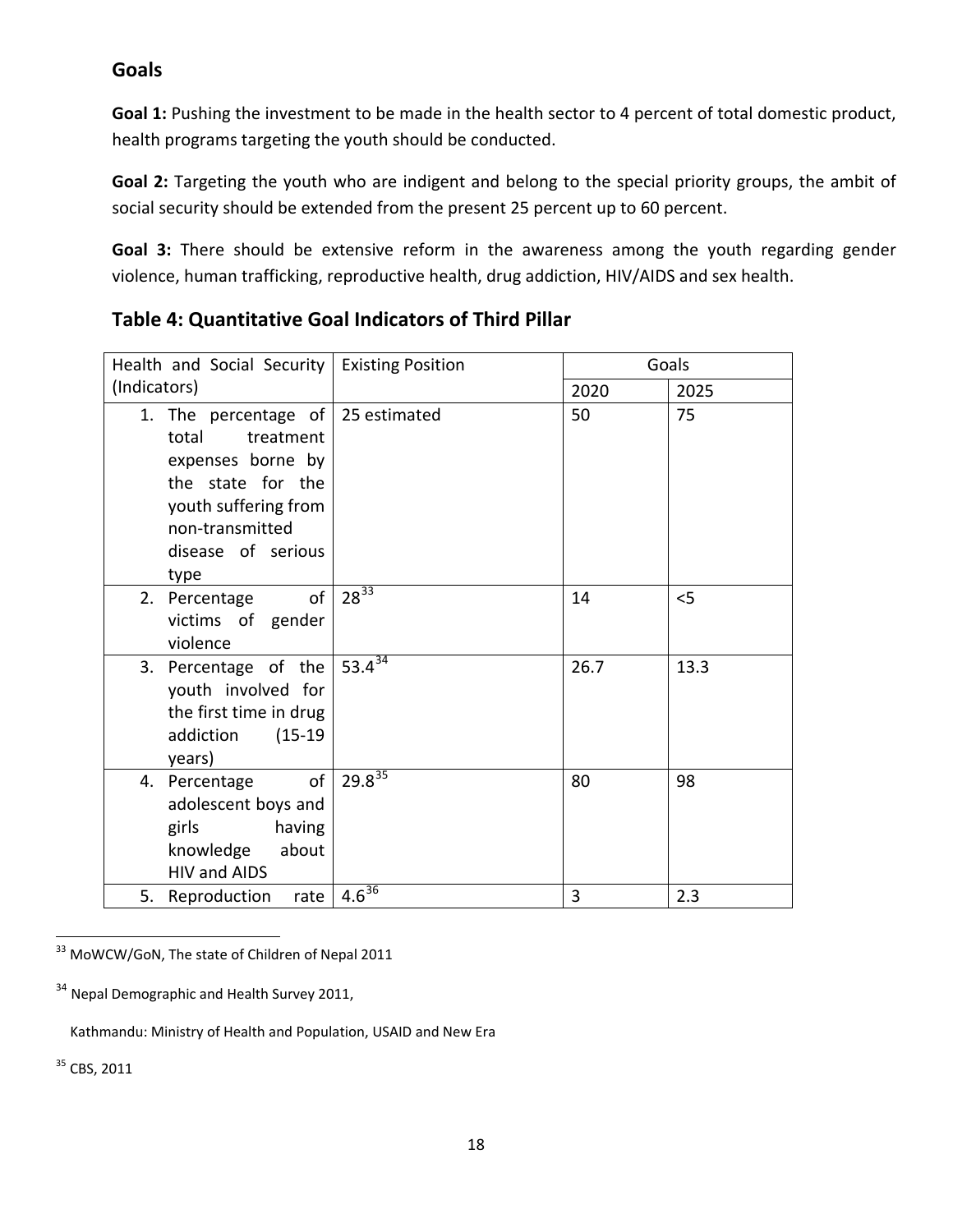## Goals

**Goal 1:** Pushing the investment to be made in the health sector to 4 percent of total domestic product, health programs targeting the youth should be conducted.

**Goal 2:** Targeting the youth who are indigent and belong to the special priority groups, the ambit of social security should be extended from the present 25 percent up to 60 percent.

**Goal 3:** There should be extensive reform in the awareness among the youth regarding gender violence, human trafficking, reproductive health, drug addiction, HIV/AIDS and sex health.

### Table 4: Quantitative Goal Indicators of Third Pillar

| Health and Social Security (Indicators) | Existing Position | Goals | |
|---|---|---|---|
| | | 2020 | 2025 |
| 1. The percentage of total treatment expenses borne by the state for the youth suffering from non-transmitted disease of serious type | 25 estimated | 50 | 75 |
| 2. Percentage of victims of gender violence | 28[33] | 14 | <5 |
| 3. Percentage of the youth involved for the first time in drug addiction (15-19 years) | 53.4[34] | 26.7 | 13.3 |
| 4. Percentage of adolescent boys and girls having knowledge about HIV and AIDS | 29.8[35] | 80 | 98 |
| 5. Reproduction rate | 4.6[36] | 3 | 2.3 |

---

[33] MoWCW/GoN, The state of Children of Nepal 2011

[34] Nepal Demographic and Health Survey 2011,

Kathmandu: Ministry of Health and Population, USAID and New Era

[35] CBS, 2011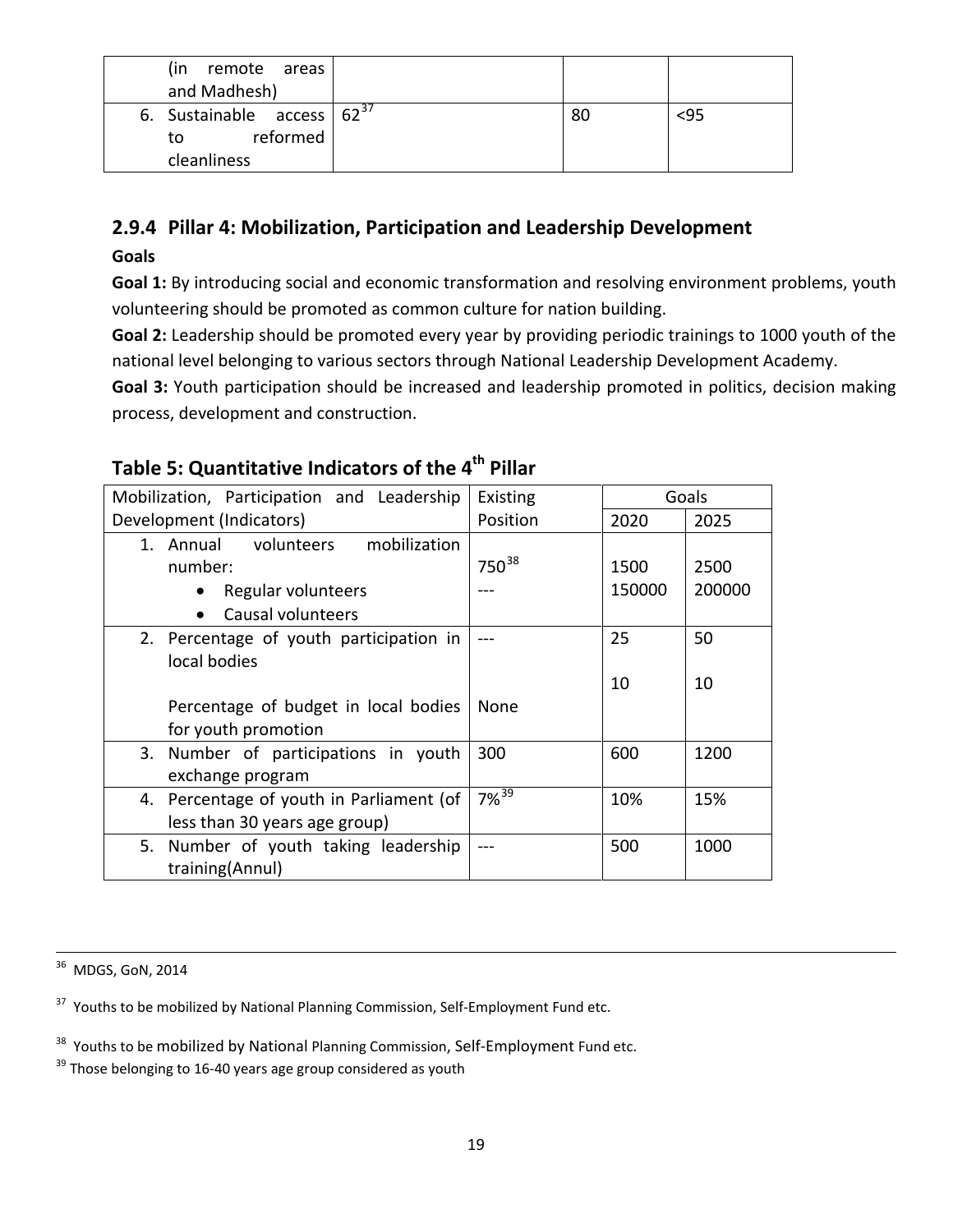| | | | |
|---|---|---|---|
| (in remote areas and Madhesh) | | | |
| 6. Sustainable access to reformed cleanliness | 62[37] | 80 | <95 |

### 2.9.4 Pillar 4: Mobilization, Participation and Leadership Development

**Goals**

**Goal 1:** By introducing social and economic transformation and resolving environment problems, youth volunteering should be promoted as common culture for nation building.

**Goal 2:** Leadership should be promoted every year by providing periodic trainings to 1000 youth of the national level belonging to various sectors through National Leadership Development Academy.

**Goal 3:** Youth participation should be increased and leadership promoted in politics, decision making process, development and construction.

## Table 5: Quantitative Indicators of the 4th Pillar

| Mobilization, Participation and Leadership Development (Indicators) | Existing Position | Goals | |
|---|---|---|---|
| | | 2020 | 2025 |
| 1. Annual volunteers mobilization number: | | | |
| • Regular volunteers | 750[38] | 1500 | 2500 |
| • Causal volunteers | --- | 150000 | 200000 |
| 2. Percentage of youth participation in local bodies | --- | 25 | 50 |
| Percentage of budget in local bodies for youth promotion | None | 10 | 10 |
| 3. Number of participations in youth exchange program | 300 | 600 | 1200 |
| 4. Percentage of youth in Parliament (of less than 30 years age group) | 7%[39] | 10% | 15% |
| 5. Number of youth taking leadership training(Annul) | --- | 500 | 1000 |

---

[36] MDGS, GoN, 2014

[37] Youths to be mobilized by National Planning Commission, Self-Employment Fund etc.

[38] Youths to be mobilized by National Planning Commission, Self-Employment Fund etc.

[39] Those belonging to 16-40 years age group considered as youth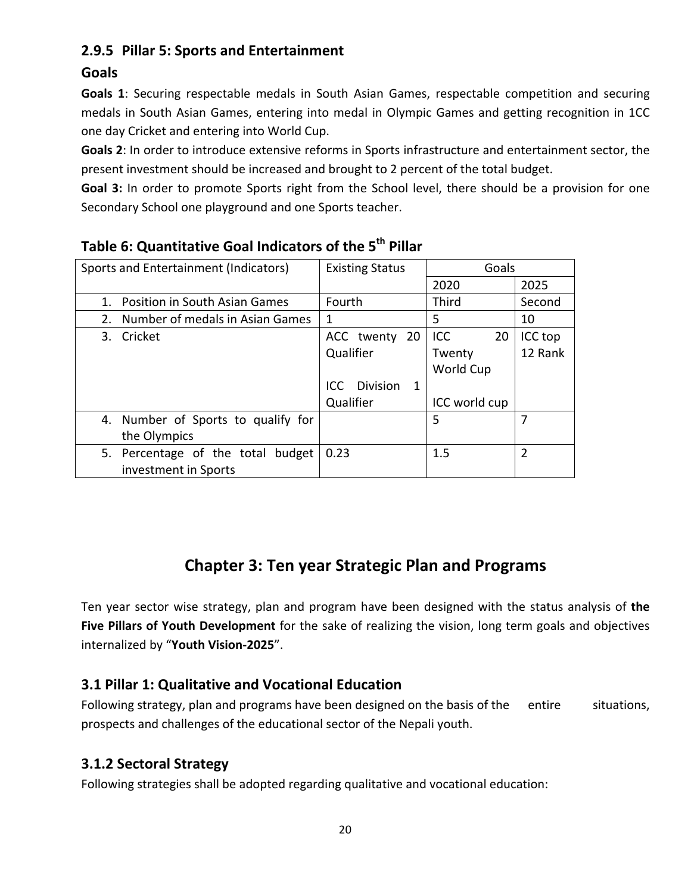### 2.9.5 Pillar 5: Sports and Entertainment

### Goals

**Goals 1**: Securing respectable medals in South Asian Games, respectable competition and securing medals in South Asian Games, entering into medal in Olympic Games and getting recognition in 1CC one day Cricket and entering into World Cup.

**Goals 2**: In order to introduce extensive reforms in Sports infrastructure and entertainment sector, the present investment should be increased and brought to 2 percent of the total budget.

**Goal 3:** In order to promote Sports right from the School level, there should be a provision for one Secondary School one playground and one Sports teacher.

**Table 6: Quantitative Goal Indicators of the 5th Pillar**

| Sports and Entertainment (Indicators) | Existing Status | Goals | |
|---|---|---|---|
| | | 2020 | 2025 |
| 1. Position in South Asian Games | Fourth | Third | Second |
| 2. Number of medals in Asian Games | 1 | 5 | 10 |
| 3. Cricket | ACC twenty 20 Qualifier<br><br>ICC Division 1 Qualifier | ICC 20 Twenty World Cup<br><br>ICC world cup | ICC top 12 Rank |
| 4. Number of Sports to qualify for the Olympics | | 5 | 7 |
| 5. Percentage of the total budget investment in Sports | 0.23 | 1.5 | 2 |

# Chapter 3: Ten year Strategic Plan and Programs

Ten year sector wise strategy, plan and program have been designed with the status analysis of **the Five Pillars of Youth Development** for the sake of realizing the vision, long term goals and objectives internalized by "**Youth Vision-2025**".

## 3.1 Pillar 1: Qualitative and Vocational Education

Following strategy, plan and programs have been designed on the basis of the entire situations, prospects and challenges of the educational sector of the Nepali youth.

### 3.1.2 Sectoral Strategy

Following strategies shall be adopted regarding qualitative and vocational education: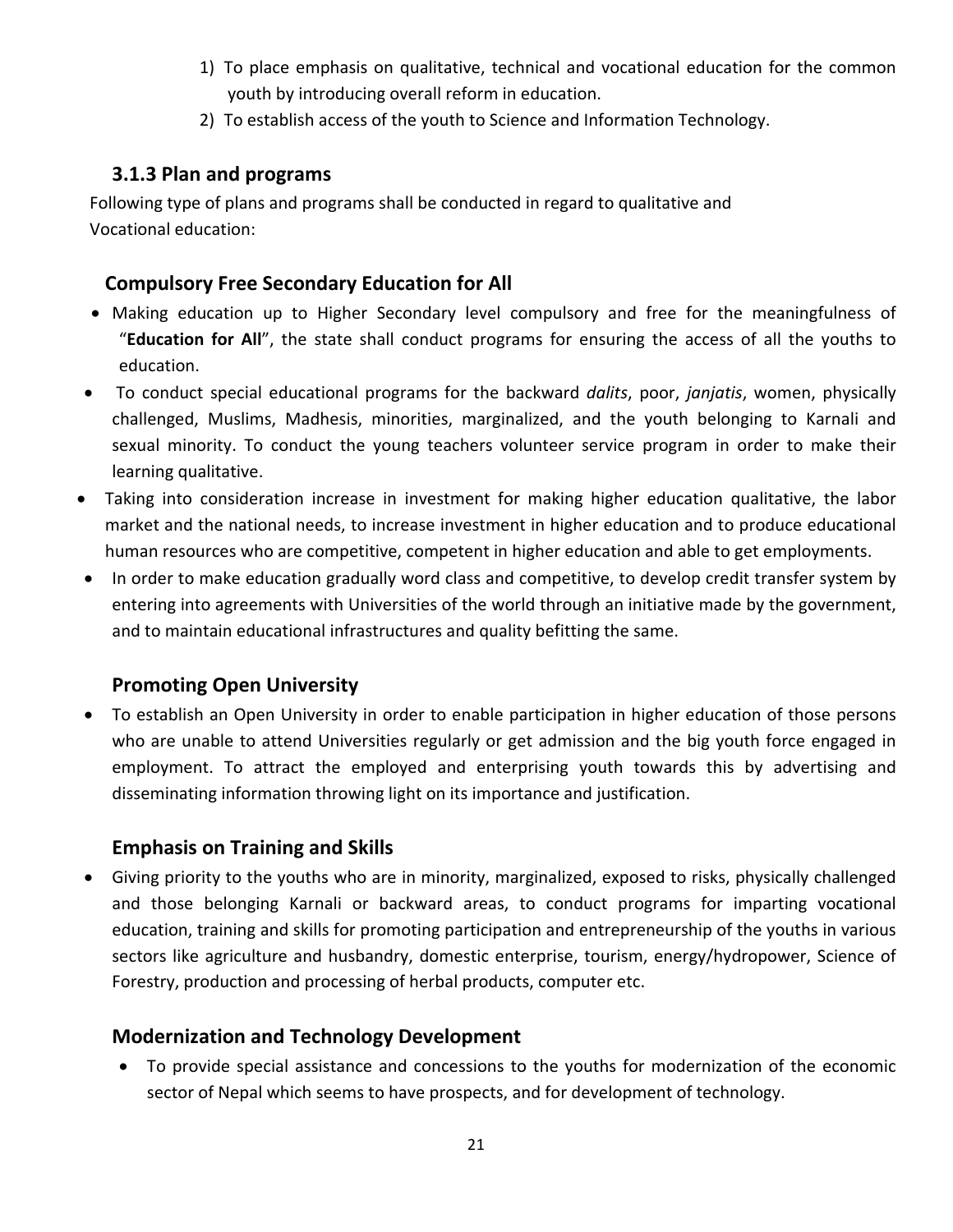1) To place emphasis on qualitative, technical and vocational education for the common youth by introducing overall reform in education.
2) To establish access of the youth to Science and Information Technology.

### 3.1.3 Plan and programs

Following type of plans and programs shall be conducted in regard to qualitative and Vocational education:

#### Compulsory Free Secondary Education for All

- Making education up to Higher Secondary level compulsory and free for the meaningfulness of "**Education for All**", the state shall conduct programs for ensuring the access of all the youths to education.
- To conduct special educational programs for the backward *dalits*, poor, *janjatis*, women, physically challenged, Muslims, Madhesis, minorities, marginalized, and the youth belonging to Karnali and sexual minority. To conduct the young teachers volunteer service program in order to make their learning qualitative.
- Taking into consideration increase in investment for making higher education qualitative, the labor market and the national needs, to increase investment in higher education and to produce educational human resources who are competitive, competent in higher education and able to get employments.
- In order to make education gradually word class and competitive, to develop credit transfer system by entering into agreements with Universities of the world through an initiative made by the government, and to maintain educational infrastructures and quality befitting the same.

#### Promoting Open University

- To establish an Open University in order to enable participation in higher education of those persons who are unable to attend Universities regularly or get admission and the big youth force engaged in employment. To attract the employed and enterprising youth towards this by advertising and disseminating information throwing light on its importance and justification.

#### Emphasis on Training and Skills

- Giving priority to the youths who are in minority, marginalized, exposed to risks, physically challenged and those belonging Karnali or backward areas, to conduct programs for imparting vocational education, training and skills for promoting participation and entrepreneurship of the youths in various sectors like agriculture and husbandry, domestic enterprise, tourism, energy/hydropower, Science of Forestry, production and processing of herbal products, computer etc.

#### Modernization and Technology Development

- To provide special assistance and concessions to the youths for modernization of the economic sector of Nepal which seems to have prospects, and for development of technology.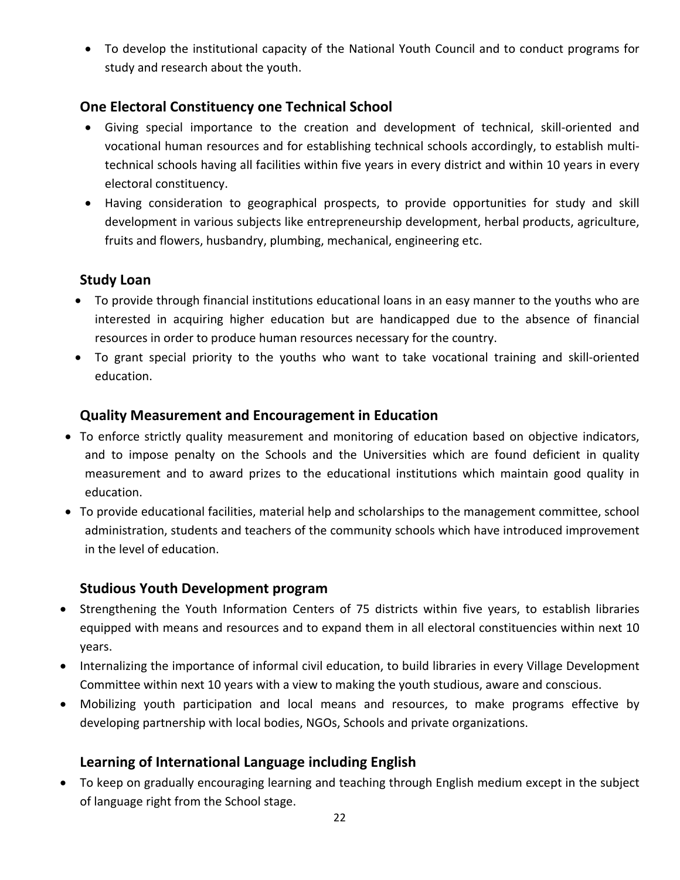- To develop the institutional capacity of the National Youth Council and to conduct programs for study and research about the youth.

## One Electoral Constituency one Technical School

- Giving special importance to the creation and development of technical, skill-oriented and vocational human resources and for establishing technical schools accordingly, to establish multi-technical schools having all facilities within five years in every district and within 10 years in every electoral constituency.
- Having consideration to geographical prospects, to provide opportunities for study and skill development in various subjects like entrepreneurship development, herbal products, agriculture, fruits and flowers, husbandry, plumbing, mechanical, engineering etc.

## Study Loan

- To provide through financial institutions educational loans in an easy manner to the youths who are interested in acquiring higher education but are handicapped due to the absence of financial resources in order to produce human resources necessary for the country.
- To grant special priority to the youths who want to take vocational training and skill-oriented education.

## Quality Measurement and Encouragement in Education

- To enforce strictly quality measurement and monitoring of education based on objective indicators, and to impose penalty on the Schools and the Universities which are found deficient in quality measurement and to award prizes to the educational institutions which maintain good quality in education.
- To provide educational facilities, material help and scholarships to the management committee, school administration, students and teachers of the community schools which have introduced improvement in the level of education.

## Studious Youth Development program

- Strengthening the Youth Information Centers of 75 districts within five years, to establish libraries equipped with means and resources and to expand them in all electoral constituencies within next 10 years.
- Internalizing the importance of informal civil education, to build libraries in every Village Development Committee within next 10 years with a view to making the youth studious, aware and conscious.
- Mobilizing youth participation and local means and resources, to make programs effective by developing partnership with local bodies, NGOs, Schools and private organizations.

## Learning of International Language including English

- To keep on gradually encouraging learning and teaching through English medium except in the subject of language right from the School stage.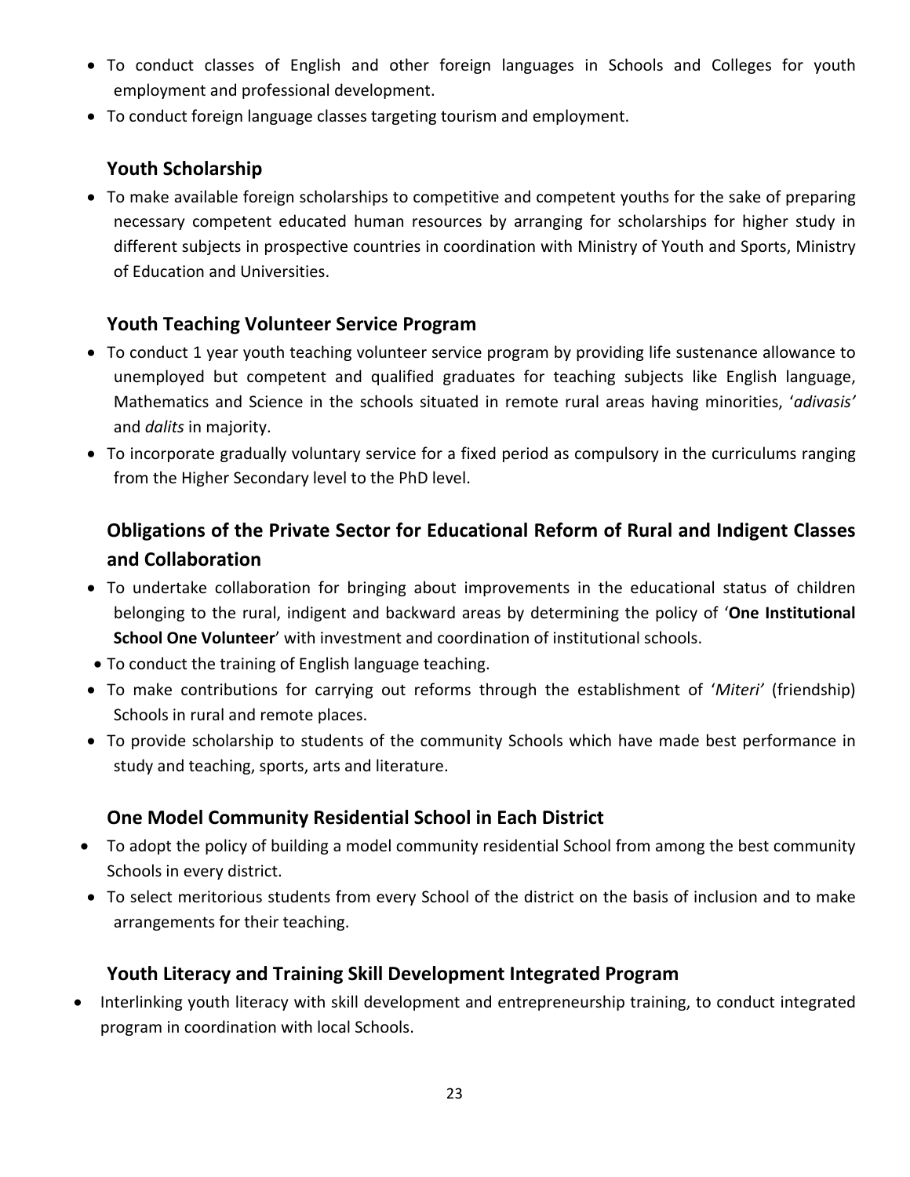- To conduct classes of English and other foreign languages in Schools and Colleges for youth employment and professional development.
- To conduct foreign language classes targeting tourism and employment.

### Youth Scholarship

- To make available foreign scholarships to competitive and competent youths for the sake of preparing necessary competent educated human resources by arranging for scholarships for higher study in different subjects in prospective countries in coordination with Ministry of Youth and Sports, Ministry of Education and Universities.

### Youth Teaching Volunteer Service Program

- To conduct 1 year youth teaching volunteer service program by providing life sustenance allowance to unemployed but competent and qualified graduates for teaching subjects like English language, Mathematics and Science in the schools situated in remote rural areas having minorities, '*adivasis'* and *dalits* in majority.
- To incorporate gradually voluntary service for a fixed period as compulsory in the curriculums ranging from the Higher Secondary level to the PhD level.

## Obligations of the Private Sector for Educational Reform of Rural and Indigent Classes and Collaboration

- To undertake collaboration for bringing about improvements in the educational status of children belonging to the rural, indigent and backward areas by determining the policy of '**One Institutional School One Volunteer**' with investment and coordination of institutional schools.
- To conduct the training of English language teaching.
- To make contributions for carrying out reforms through the establishment of '*Miteri'* (friendship) Schools in rural and remote places.
- To provide scholarship to students of the community Schools which have made best performance in study and teaching, sports, arts and literature.

### One Model Community Residential School in Each District

- To adopt the policy of building a model community residential School from among the best community Schools in every district.
- To select meritorious students from every School of the district on the basis of inclusion and to make arrangements for their teaching.

### Youth Literacy and Training Skill Development Integrated Program

- Interlinking youth literacy with skill development and entrepreneurship training, to conduct integrated program in coordination with local Schools.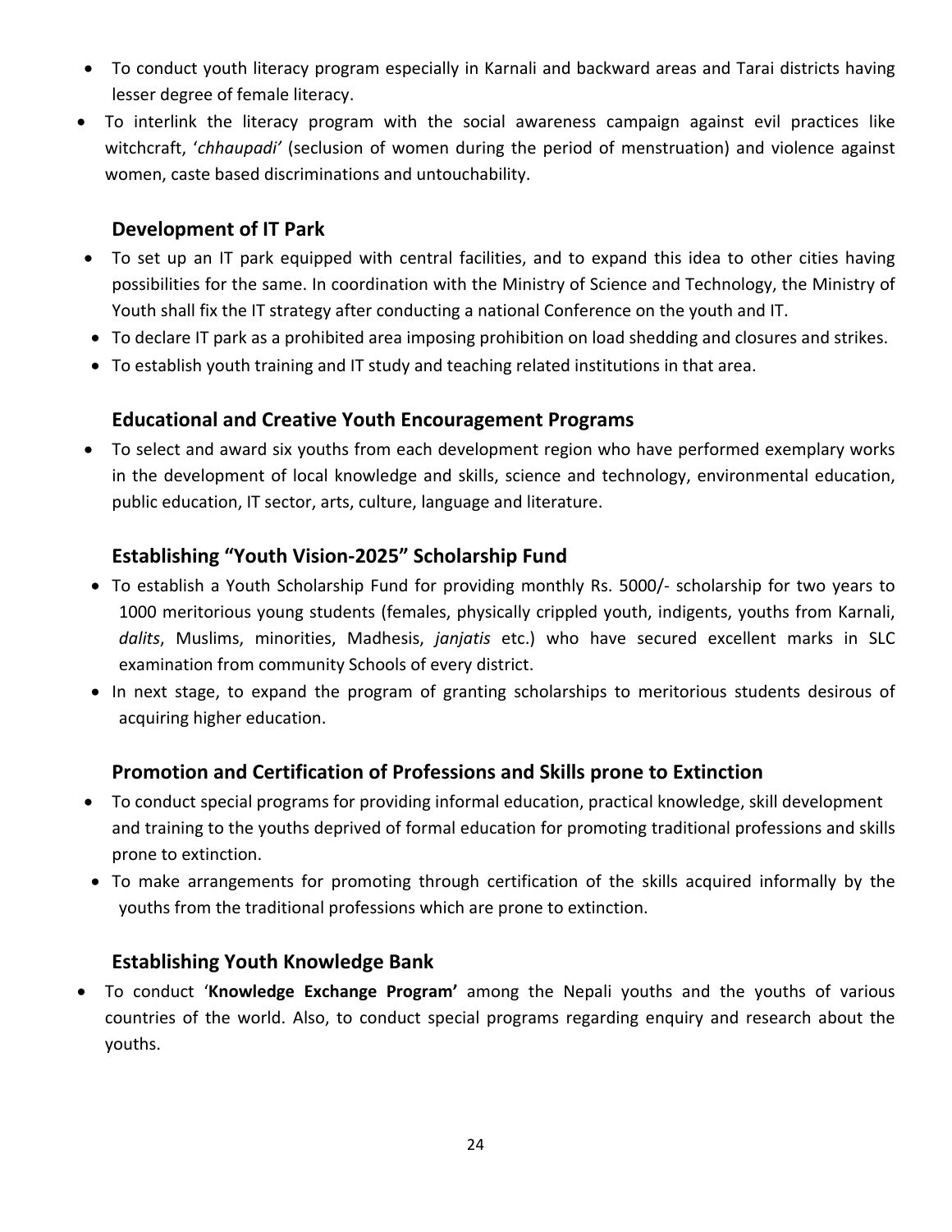- To conduct youth literacy program especially in Karnali and backward areas and Tarai districts having lesser degree of female literacy.
- To interlink the literacy program with the social awareness campaign against evil practices like witchcraft, '*chhaupadi'* (seclusion of women during the period of menstruation) and violence against women, caste based discriminations and untouchability.

### Development of IT Park

- To set up an IT park equipped with central facilities, and to expand this idea to other cities having possibilities for the same. In coordination with the Ministry of Science and Technology, the Ministry of Youth shall fix the IT strategy after conducting a national Conference on the youth and IT.
- To declare IT park as a prohibited area imposing prohibition on load shedding and closures and strikes.
- To establish youth training and IT study and teaching related institutions in that area.

### Educational and Creative Youth Encouragement Programs

- To select and award six youths from each development region who have performed exemplary works in the development of local knowledge and skills, science and technology, environmental education, public education, IT sector, arts, culture, language and literature.

### Establishing "Youth Vision-2025" Scholarship Fund

- To establish a Youth Scholarship Fund for providing monthly Rs. 5000/- scholarship for two years to 1000 meritorious young students (females, physically crippled youth, indigents, youths from Karnali, *dalits*, Muslims, minorities, Madhesis, *janjatis* etc.) who have secured excellent marks in SLC examination from community Schools of every district.
- In next stage, to expand the program of granting scholarships to meritorious students desirous of acquiring higher education.

### Promotion and Certification of Professions and Skills prone to Extinction

- To conduct special programs for providing informal education, practical knowledge, skill development and training to the youths deprived of formal education for promoting traditional professions and skills prone to extinction.
- To make arrangements for promoting through certification of the skills acquired informally by the youths from the traditional professions which are prone to extinction.

### Establishing Youth Knowledge Bank

- To conduct '**Knowledge Exchange Program'** among the Nepali youths and the youths of various countries of the world. Also, to conduct special programs regarding enquiry and research about the youths.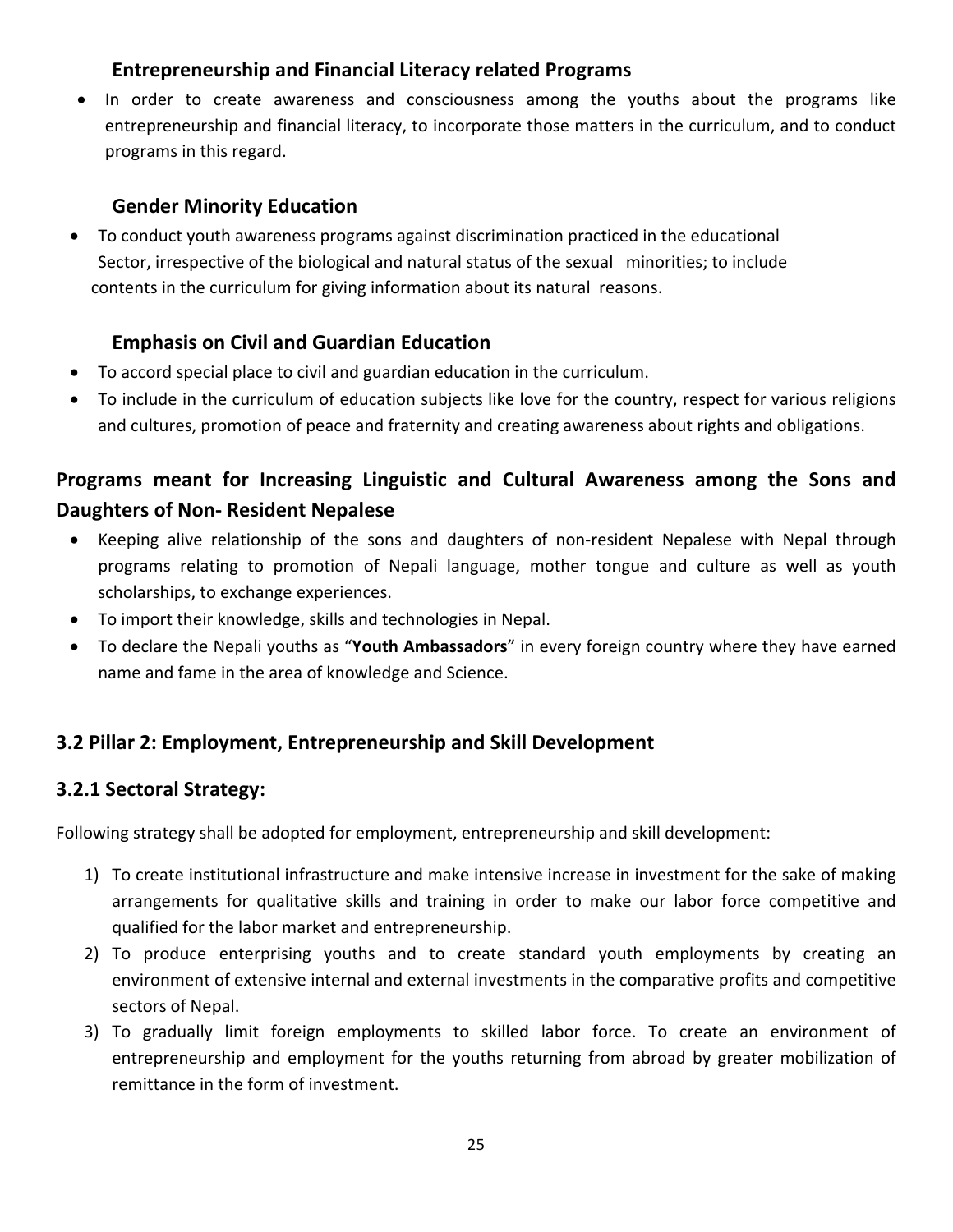### Entrepreneurship and Financial Literacy related Programs

- In order to create awareness and consciousness among the youths about the programs like entrepreneurship and financial literacy, to incorporate those matters in the curriculum, and to conduct programs in this regard.

### Gender Minority Education

- To conduct youth awareness programs against discrimination practiced in the educational Sector, irrespective of the biological and natural status of the sexual minorities; to include contents in the curriculum for giving information about its natural reasons.

### Emphasis on Civil and Guardian Education

- To accord special place to civil and guardian education in the curriculum.
- To include in the curriculum of education subjects like love for the country, respect for various religions and cultures, promotion of peace and fraternity and creating awareness about rights and obligations.

## Programs meant for Increasing Linguistic and Cultural Awareness among the Sons and Daughters of Non- Resident Nepalese

- Keeping alive relationship of the sons and daughters of non-resident Nepalese with Nepal through programs relating to promotion of Nepali language, mother tongue and culture as well as youth scholarships, to exchange experiences.
- To import their knowledge, skills and technologies in Nepal.
- To declare the Nepali youths as "**Youth Ambassadors**" in every foreign country where they have earned name and fame in the area of knowledge and Science.

## 3.2 Pillar 2: Employment, Entrepreneurship and Skill Development

## 3.2.1 Sectoral Strategy:

Following strategy shall be adopted for employment, entrepreneurship and skill development:

1) To create institutional infrastructure and make intensive increase in investment for the sake of making arrangements for qualitative skills and training in order to make our labor force competitive and qualified for the labor market and entrepreneurship.
2) To produce enterprising youths and to create standard youth employments by creating an environment of extensive internal and external investments in the comparative profits and competitive sectors of Nepal.
3) To gradually limit foreign employments to skilled labor force. To create an environment of entrepreneurship and employment for the youths returning from abroad by greater mobilization of remittance in the form of investment.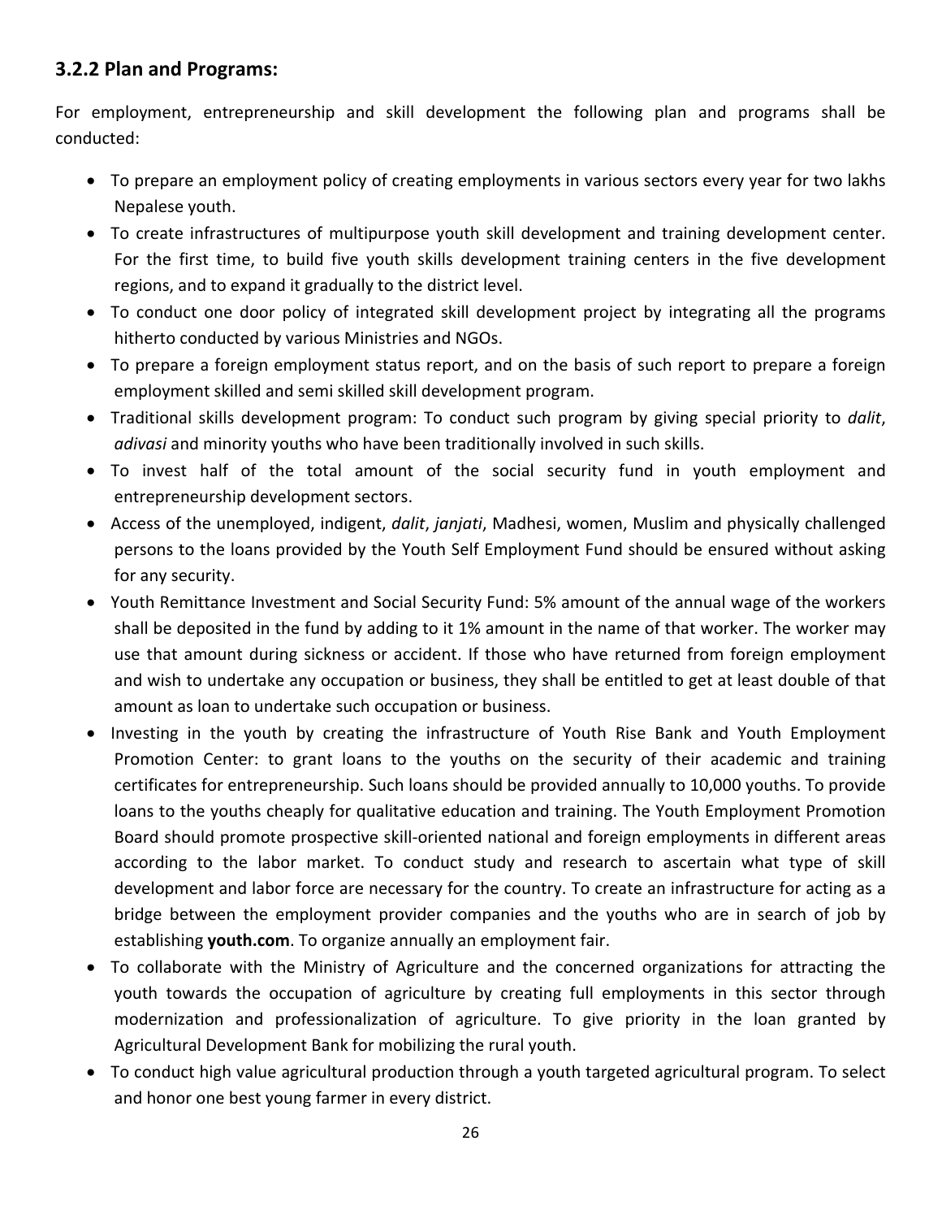### 3.2.2 Plan and Programs:

For employment, entrepreneurship and skill development the following plan and programs shall be conducted:

- To prepare an employment policy of creating employments in various sectors every year for two lakhs Nepalese youth.
- To create infrastructures of multipurpose youth skill development and training development center. For the first time, to build five youth skills development training centers in the five development regions, and to expand it gradually to the district level.
- To conduct one door policy of integrated skill development project by integrating all the programs hitherto conducted by various Ministries and NGOs.
- To prepare a foreign employment status report, and on the basis of such report to prepare a foreign employment skilled and semi skilled skill development program.
- Traditional skills development program: To conduct such program by giving special priority to *dalit*, *adivasi* and minority youths who have been traditionally involved in such skills.
- To invest half of the total amount of the social security fund in youth employment and entrepreneurship development sectors.
- Access of the unemployed, indigent, *dalit*, *janjati*, Madhesi, women, Muslim and physically challenged persons to the loans provided by the Youth Self Employment Fund should be ensured without asking for any security.
- Youth Remittance Investment and Social Security Fund: 5% amount of the annual wage of the workers shall be deposited in the fund by adding to it 1% amount in the name of that worker. The worker may use that amount during sickness or accident. If those who have returned from foreign employment and wish to undertake any occupation or business, they shall be entitled to get at least double of that amount as loan to undertake such occupation or business.
- Investing in the youth by creating the infrastructure of Youth Rise Bank and Youth Employment Promotion Center: to grant loans to the youths on the security of their academic and training certificates for entrepreneurship. Such loans should be provided annually to 10,000 youths. To provide loans to the youths cheaply for qualitative education and training. The Youth Employment Promotion Board should promote prospective skill-oriented national and foreign employments in different areas according to the labor market. To conduct study and research to ascertain what type of skill development and labor force are necessary for the country. To create an infrastructure for acting as a bridge between the employment provider companies and the youths who are in search of job by establishing **youth.com**. To organize annually an employment fair.
- To collaborate with the Ministry of Agriculture and the concerned organizations for attracting the youth towards the occupation of agriculture by creating full employments in this sector through modernization and professionalization of agriculture. To give priority in the loan granted by Agricultural Development Bank for mobilizing the rural youth.
- To conduct high value agricultural production through a youth targeted agricultural program. To select and honor one best young farmer in every district.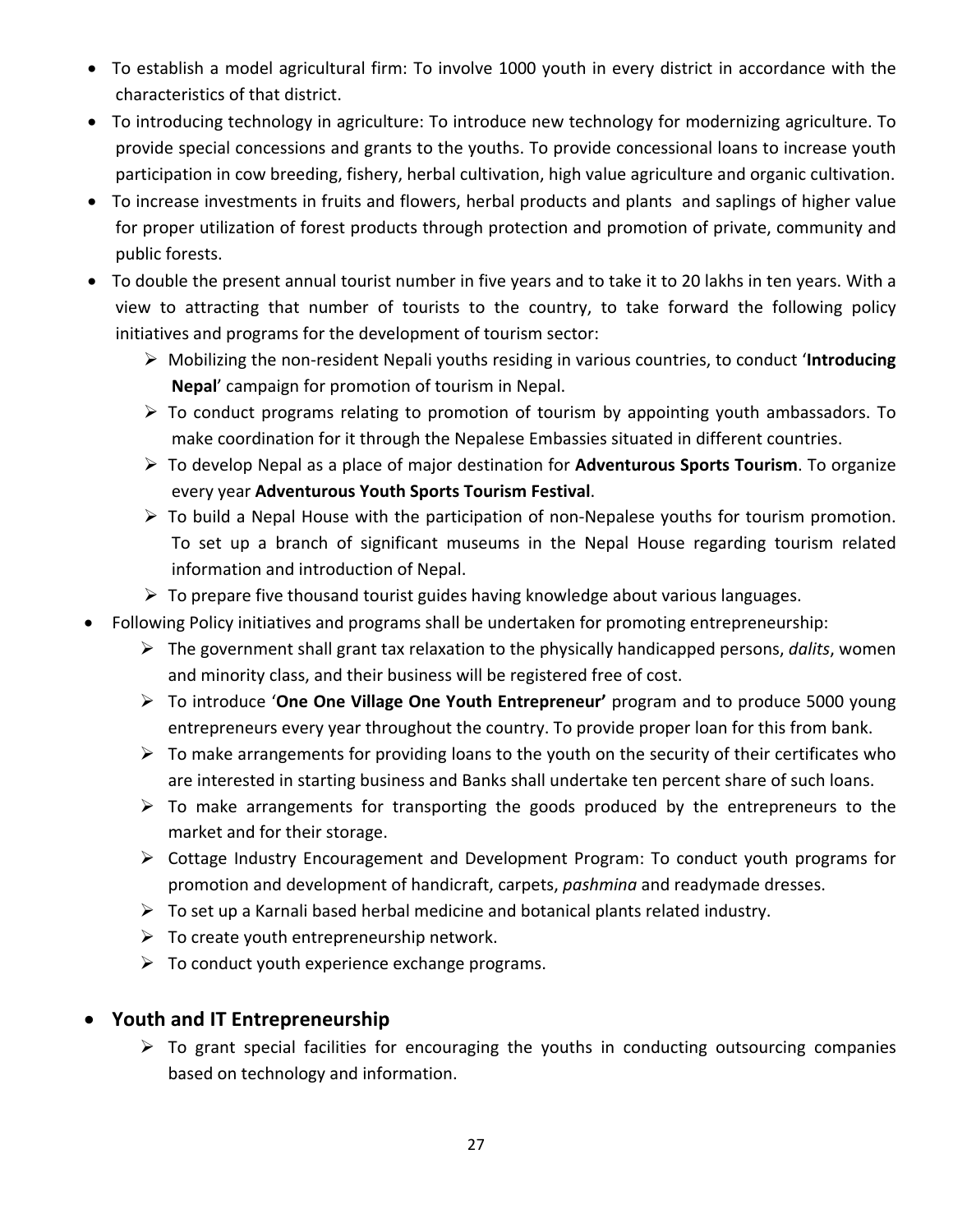- To establish a model agricultural firm: To involve 1000 youth in every district in accordance with the characteristics of that district.
- To introducing technology in agriculture: To introduce new technology for modernizing agriculture. To provide special concessions and grants to the youths. To provide concessional loans to increase youth participation in cow breeding, fishery, herbal cultivation, high value agriculture and organic cultivation.
- To increase investments in fruits and flowers, herbal products and plants and saplings of higher value for proper utilization of forest products through protection and promotion of private, community and public forests.
- To double the present annual tourist number in five years and to take it to 20 lakhs in ten years. With a view to attracting that number of tourists to the country, to take forward the following policy initiatives and programs for the development of tourism sector:
  - Mobilizing the non-resident Nepali youths residing in various countries, to conduct '**Introducing Nepal**' campaign for promotion of tourism in Nepal.
  - To conduct programs relating to promotion of tourism by appointing youth ambassadors. To make coordination for it through the Nepalese Embassies situated in different countries.
  - To develop Nepal as a place of major destination for **Adventurous Sports Tourism**. To organize every year **Adventurous Youth Sports Tourism Festival**.
  - To build a Nepal House with the participation of non-Nepalese youths for tourism promotion. To set up a branch of significant museums in the Nepal House regarding tourism related information and introduction of Nepal.
  - To prepare five thousand tourist guides having knowledge about various languages.
- Following Policy initiatives and programs shall be undertaken for promoting entrepreneurship:
  - The government shall grant tax relaxation to the physically handicapped persons, *dalits*, women and minority class, and their business will be registered free of cost.
  - To introduce '**One One Village One Youth Entrepreneur'** program and to produce 5000 young entrepreneurs every year throughout the country. To provide proper loan for this from bank.
  - To make arrangements for providing loans to the youth on the security of their certificates who are interested in starting business and Banks shall undertake ten percent share of such loans.
  - To make arrangements for transporting the goods produced by the entrepreneurs to the market and for their storage.
  - Cottage Industry Encouragement and Development Program: To conduct youth programs for promotion and development of handicraft, carpets, *pashmina* and readymade dresses.
  - To set up a Karnali based herbal medicine and botanical plants related industry.
  - To create youth entrepreneurship network.
  - To conduct youth experience exchange programs.

- **Youth and IT Entrepreneurship**
  - To grant special facilities for encouraging the youths in conducting outsourcing companies based on technology and information.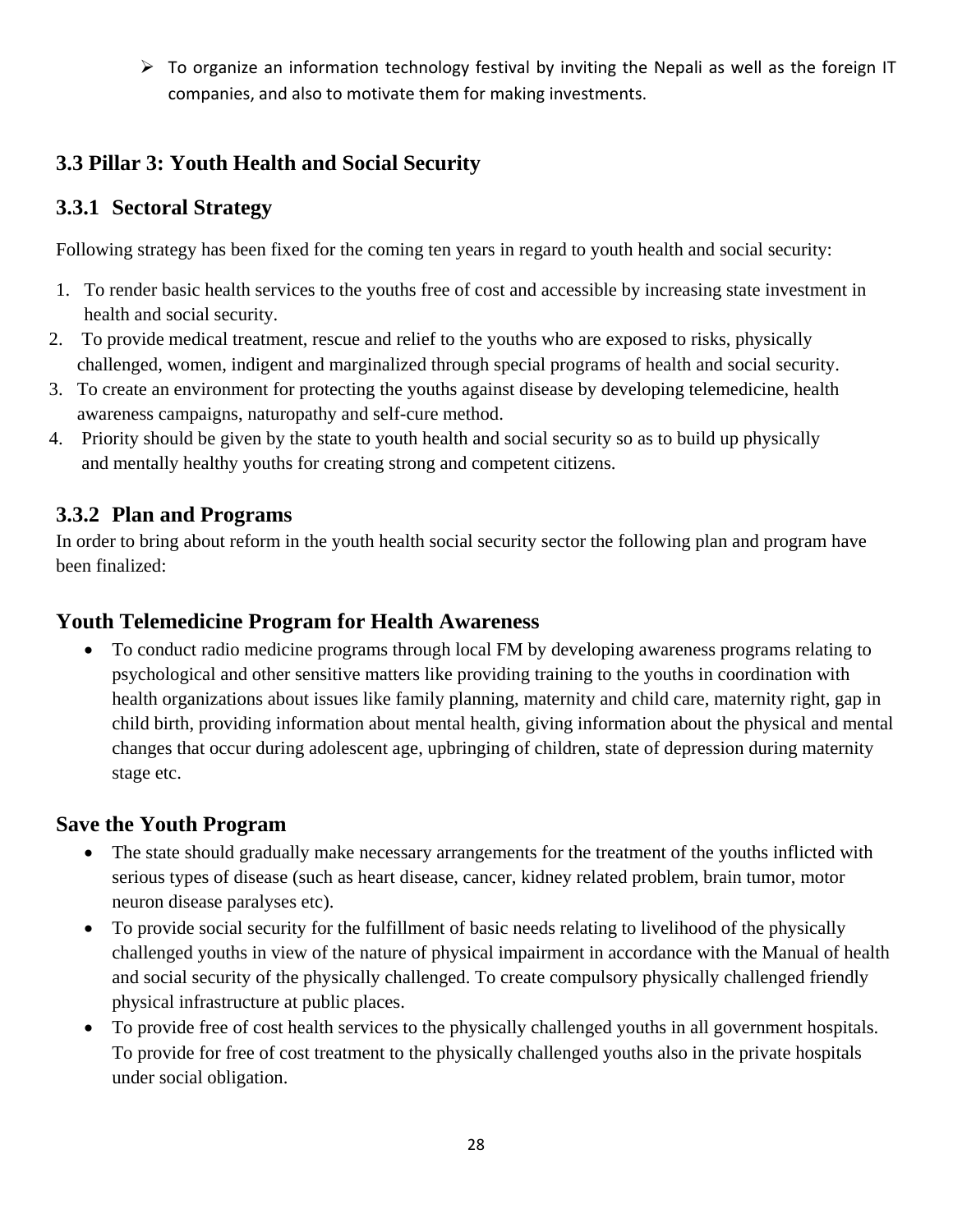- To organize an information technology festival by inviting the Nepali as well as the foreign IT companies, and also to motivate them for making investments.

## 3.3 Pillar 3: Youth Health and Social Security

### 3.3.1 Sectoral Strategy

Following strategy has been fixed for the coming ten years in regard to youth health and social security:

1. To render basic health services to the youths free of cost and accessible by increasing state investment in health and social security.
2. To provide medical treatment, rescue and relief to the youths who are exposed to risks, physically challenged, women, indigent and marginalized through special programs of health and social security.
3. To create an environment for protecting the youths against disease by developing telemedicine, health awareness campaigns, naturopathy and self-cure method.
4. Priority should be given by the state to youth health and social security so as to build up physically and mentally healthy youths for creating strong and competent citizens.

### 3.3.2 Plan and Programs

In order to bring about reform in the youth health social security sector the following plan and program have been finalized:

#### Youth Telemedicine Program for Health Awareness

- To conduct radio medicine programs through local FM by developing awareness programs relating to psychological and other sensitive matters like providing training to the youths in coordination with health organizations about issues like family planning, maternity and child care, maternity right, gap in child birth, providing information about mental health, giving information about the physical and mental changes that occur during adolescent age, upbringing of children, state of depression during maternity stage etc.

#### Save the Youth Program

- The state should gradually make necessary arrangements for the treatment of the youths inflicted with serious types of disease (such as heart disease, cancer, kidney related problem, brain tumor, motor neuron disease paralyses etc).
- To provide social security for the fulfillment of basic needs relating to livelihood of the physically challenged youths in view of the nature of physical impairment in accordance with the Manual of health and social security of the physically challenged. To create compulsory physically challenged friendly physical infrastructure at public places.
- To provide free of cost health services to the physically challenged youths in all government hospitals. To provide for free of cost treatment to the physically challenged youths also in the private hospitals under social obligation.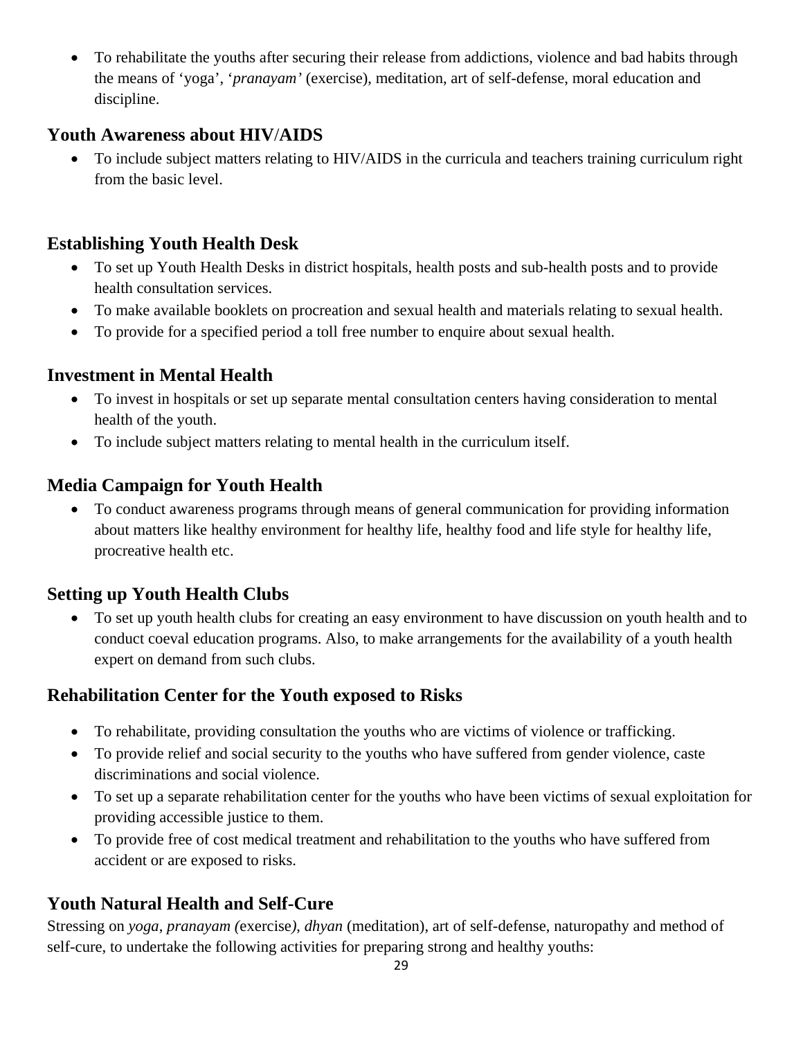- To rehabilitate the youths after securing their release from addictions, violence and bad habits through the means of 'yoga', '*pranayam'* (exercise), meditation, art of self-defense, moral education and discipline.

## Youth Awareness about HIV/AIDS

- To include subject matters relating to HIV/AIDS in the curricula and teachers training curriculum right from the basic level.

## Establishing Youth Health Desk

- To set up Youth Health Desks in district hospitals, health posts and sub-health posts and to provide health consultation services.
- To make available booklets on procreation and sexual health and materials relating to sexual health.
- To provide for a specified period a toll free number to enquire about sexual health.

## Investment in Mental Health

- To invest in hospitals or set up separate mental consultation centers having consideration to mental health of the youth.
- To include subject matters relating to mental health in the curriculum itself.

## Media Campaign for Youth Health

- To conduct awareness programs through means of general communication for providing information about matters like healthy environment for healthy life, healthy food and life style for healthy life, procreative health etc.

## Setting up Youth Health Clubs

- To set up youth health clubs for creating an easy environment to have discussion on youth health and to conduct coeval education programs. Also, to make arrangements for the availability of a youth health expert on demand from such clubs.

## Rehabilitation Center for the Youth exposed to Risks

- To rehabilitate, providing consultation the youths who are victims of violence or trafficking.
- To provide relief and social security to the youths who have suffered from gender violence, caste discriminations and social violence.
- To set up a separate rehabilitation center for the youths who have been victims of sexual exploitation for providing accessible justice to them.
- To provide free of cost medical treatment and rehabilitation to the youths who have suffered from accident or are exposed to risks.

## Youth Natural Health and Self-Cure

Stressing on *yoga*, *pranayam (*exercise*)*, *dhyan* (meditation), art of self-defense, naturopathy and method of self-cure, to undertake the following activities for preparing strong and healthy youths: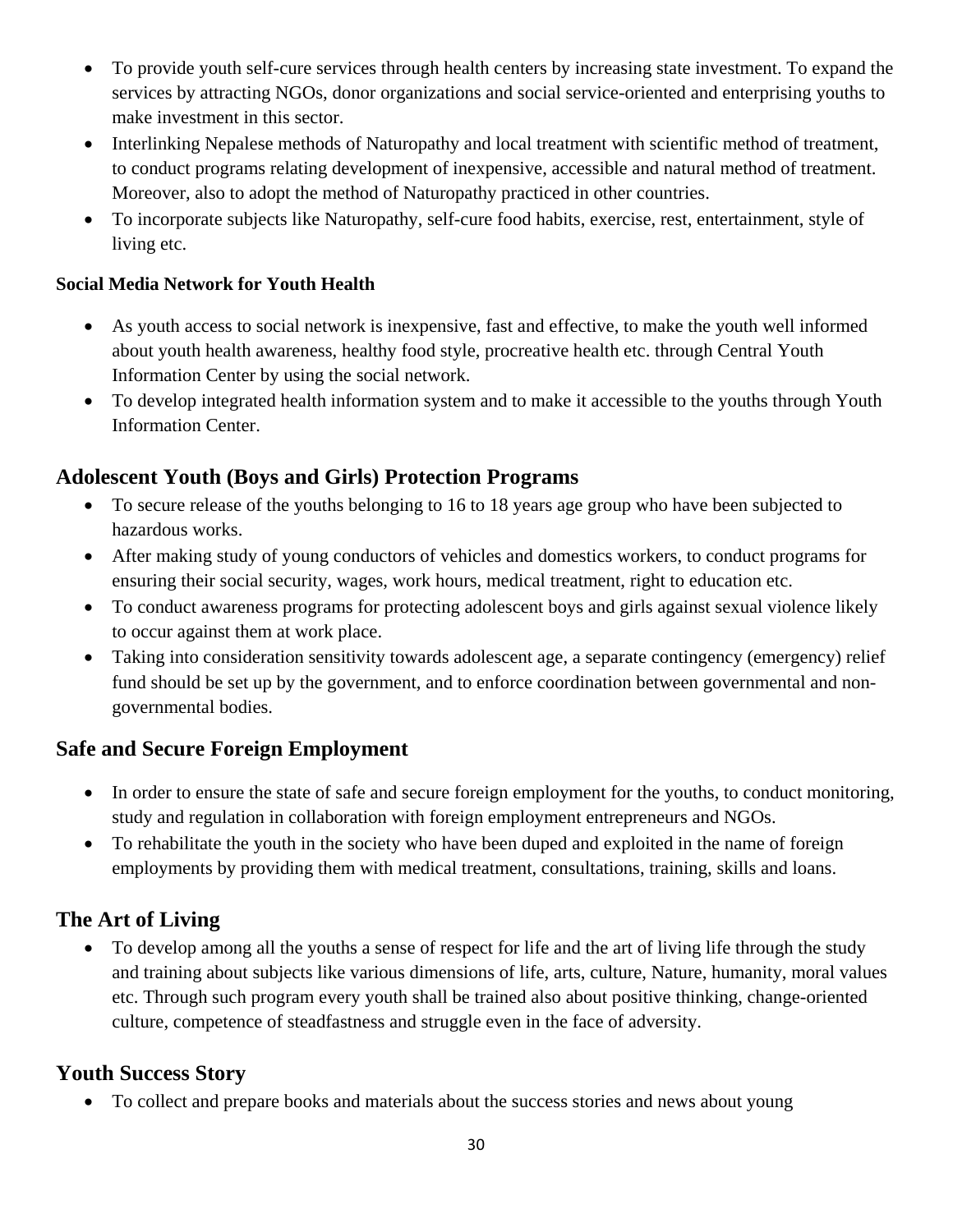- To provide youth self-cure services through health centers by increasing state investment. To expand the services by attracting NGOs, donor organizations and social service-oriented and enterprising youths to make investment in this sector.
- Interlinking Nepalese methods of Naturopathy and local treatment with scientific method of treatment, to conduct programs relating development of inexpensive, accessible and natural method of treatment. Moreover, also to adopt the method of Naturopathy practiced in other countries.
- To incorporate subjects like Naturopathy, self-cure food habits, exercise, rest, entertainment, style of living etc.

**Social Media Network for Youth Health**

- As youth access to social network is inexpensive, fast and effective, to make the youth well informed about youth health awareness, healthy food style, procreative health etc. through Central Youth Information Center by using the social network.
- To develop integrated health information system and to make it accessible to the youths through Youth Information Center.

## Adolescent Youth (Boys and Girls) Protection Programs

- To secure release of the youths belonging to 16 to 18 years age group who have been subjected to hazardous works.
- After making study of young conductors of vehicles and domestics workers, to conduct programs for ensuring their social security, wages, work hours, medical treatment, right to education etc.
- To conduct awareness programs for protecting adolescent boys and girls against sexual violence likely to occur against them at work place.
- Taking into consideration sensitivity towards adolescent age, a separate contingency (emergency) relief fund should be set up by the government, and to enforce coordination between governmental and non-governmental bodies.

## Safe and Secure Foreign Employment

- In order to ensure the state of safe and secure foreign employment for the youths, to conduct monitoring, study and regulation in collaboration with foreign employment entrepreneurs and NGOs.
- To rehabilitate the youth in the society who have been duped and exploited in the name of foreign employments by providing them with medical treatment, consultations, training, skills and loans.

## The Art of Living

- To develop among all the youths a sense of respect for life and the art of living life through the study and training about subjects like various dimensions of life, arts, culture, Nature, humanity, moral values etc. Through such program every youth shall be trained also about positive thinking, change-oriented culture, competence of steadfastness and struggle even in the face of adversity.

## Youth Success Story

- To collect and prepare books and materials about the success stories and news about young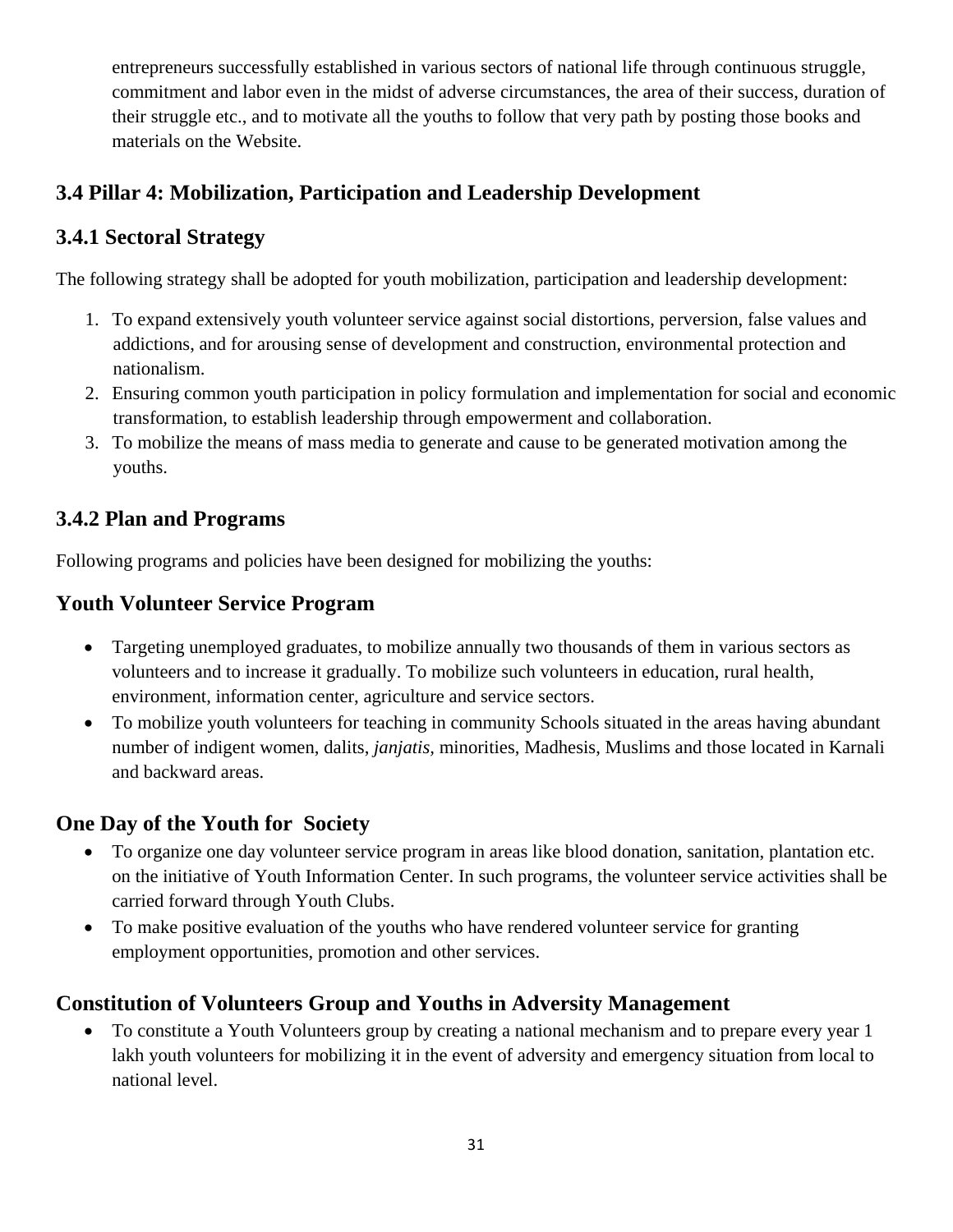entrepreneurs successfully established in various sectors of national life through continuous struggle, commitment and labor even in the midst of adverse circumstances, the area of their success, duration of their struggle etc., and to motivate all the youths to follow that very path by posting those books and materials on the Website.

## 3.4 Pillar 4: Mobilization, Participation and Leadership Development

### 3.4.1 Sectoral Strategy

The following strategy shall be adopted for youth mobilization, participation and leadership development:

1. To expand extensively youth volunteer service against social distortions, perversion, false values and addictions, and for arousing sense of development and construction, environmental protection and nationalism.
2. Ensuring common youth participation in policy formulation and implementation for social and economic transformation, to establish leadership through empowerment and collaboration.
3. To mobilize the means of mass media to generate and cause to be generated motivation among the youths.

### 3.4.2 Plan and Programs

Following programs and policies have been designed for mobilizing the youths:

### Youth Volunteer Service Program

- Targeting unemployed graduates, to mobilize annually two thousands of them in various sectors as volunteers and to increase it gradually. To mobilize such volunteers in education, rural health, environment, information center, agriculture and service sectors.
- To mobilize youth volunteers for teaching in community Schools situated in the areas having abundant number of indigent women, dalits, *janjatis*, minorities, Madhesis, Muslims and those located in Karnali and backward areas.

### One Day of the Youth for Society

- To organize one day volunteer service program in areas like blood donation, sanitation, plantation etc. on the initiative of Youth Information Center. In such programs, the volunteer service activities shall be carried forward through Youth Clubs.
- To make positive evaluation of the youths who have rendered volunteer service for granting employment opportunities, promotion and other services.

### Constitution of Volunteers Group and Youths in Adversity Management

- To constitute a Youth Volunteers group by creating a national mechanism and to prepare every year 1 lakh youth volunteers for mobilizing it in the event of adversity and emergency situation from local to national level.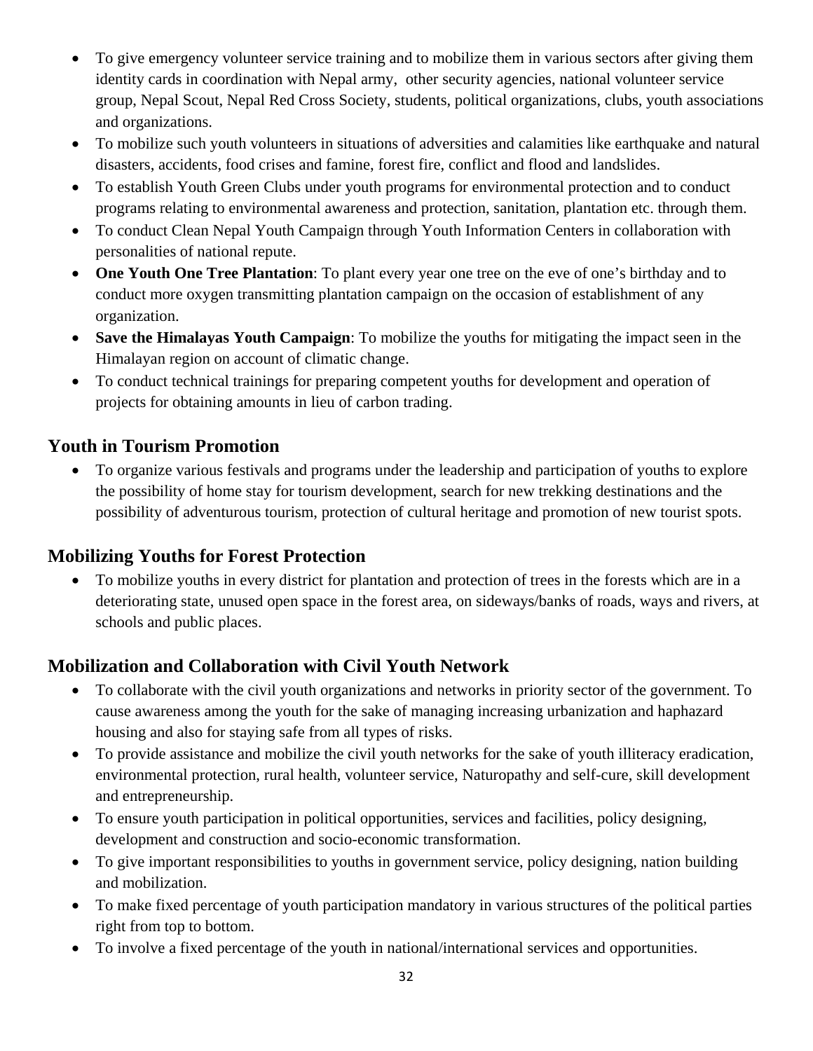- To give emergency volunteer service training and to mobilize them in various sectors after giving them identity cards in coordination with Nepal army,  other security agencies, national volunteer service group, Nepal Scout, Nepal Red Cross Society, students, political organizations, clubs, youth associations and organizations.
- To mobilize such youth volunteers in situations of adversities and calamities like earthquake and natural disasters, accidents, food crises and famine, forest fire, conflict and flood and landslides.
- To establish Youth Green Clubs under youth programs for environmental protection and to conduct programs relating to environmental awareness and protection, sanitation, plantation etc. through them.
- To conduct Clean Nepal Youth Campaign through Youth Information Centers in collaboration with personalities of national repute.
- **One Youth One Tree Plantation**: To plant every year one tree on the eve of one's birthday and to conduct more oxygen transmitting plantation campaign on the occasion of establishment of any organization.
- **Save the Himalayas Youth Campaign**: To mobilize the youths for mitigating the impact seen in the Himalayan region on account of climatic change.
- To conduct technical trainings for preparing competent youths for development and operation of projects for obtaining amounts in lieu of carbon trading.

## Youth in Tourism Promotion

- To organize various festivals and programs under the leadership and participation of youths to explore the possibility of home stay for tourism development, search for new trekking destinations and the possibility of adventurous tourism, protection of cultural heritage and promotion of new tourist spots.

## Mobilizing Youths for Forest Protection

- To mobilize youths in every district for plantation and protection of trees in the forests which are in a deteriorating state, unused open space in the forest area, on sideways/banks of roads, ways and rivers, at schools and public places.

## Mobilization and Collaboration with Civil Youth Network

- To collaborate with the civil youth organizations and networks in priority sector of the government. To cause awareness among the youth for the sake of managing increasing urbanization and haphazard housing and also for staying safe from all types of risks.
- To provide assistance and mobilize the civil youth networks for the sake of youth illiteracy eradication, environmental protection, rural health, volunteer service, Naturopathy and self-cure, skill development and entrepreneurship.
- To ensure youth participation in political opportunities, services and facilities, policy designing, development and construction and socio-economic transformation.
- To give important responsibilities to youths in government service, policy designing, nation building and mobilization.
- To make fixed percentage of youth participation mandatory in various structures of the political parties right from top to bottom.
- To involve a fixed percentage of the youth in national/international services and opportunities.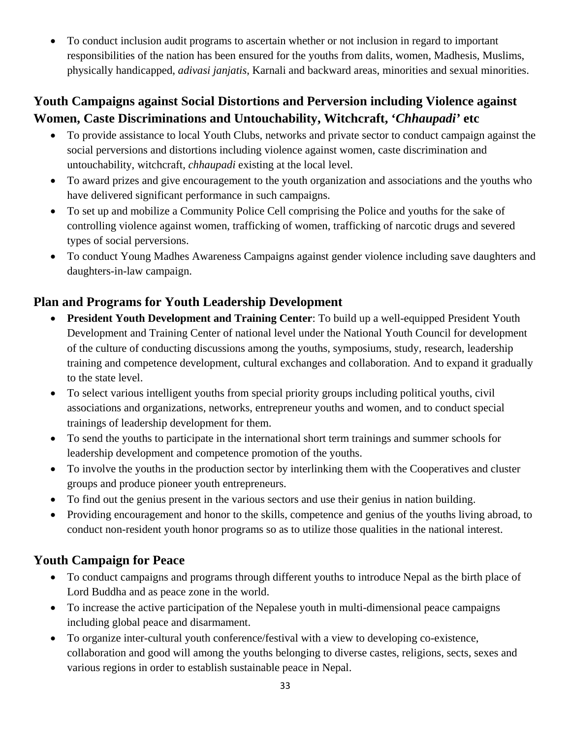- To conduct inclusion audit programs to ascertain whether or not inclusion in regard to important responsibilities of the nation has been ensured for the youths from dalits, women, Madhesis, Muslims, physically handicapped, *adivasi janjatis*, Karnali and backward areas, minorities and sexual minorities.

## Youth Campaigns against Social Distortions and Perversion including Violence against Women, Caste Discriminations and Untouchability, Witchcraft, '*Chhaupadi*' etc

- To provide assistance to local Youth Clubs, networks and private sector to conduct campaign against the social perversions and distortions including violence against women, caste discrimination and untouchability, witchcraft, *chhaupadi* existing at the local level.
- To award prizes and give encouragement to the youth organization and associations and the youths who have delivered significant performance in such campaigns.
- To set up and mobilize a Community Police Cell comprising the Police and youths for the sake of controlling violence against women, trafficking of women, trafficking of narcotic drugs and severed types of social perversions.
- To conduct Young Madhes Awareness Campaigns against gender violence including save daughters and daughters-in-law campaign.

## Plan and Programs for Youth Leadership Development

- **President Youth Development and Training Center**: To build up a well-equipped President Youth Development and Training Center of national level under the National Youth Council for development of the culture of conducting discussions among the youths, symposiums, study, research, leadership training and competence development, cultural exchanges and collaboration. And to expand it gradually to the state level.
- To select various intelligent youths from special priority groups including political youths, civil associations and organizations, networks, entrepreneur youths and women, and to conduct special trainings of leadership development for them.
- To send the youths to participate in the international short term trainings and summer schools for leadership development and competence promotion of the youths.
- To involve the youths in the production sector by interlinking them with the Cooperatives and cluster groups and produce pioneer youth entrepreneurs.
- To find out the genius present in the various sectors and use their genius in nation building.
- Providing encouragement and honor to the skills, competence and genius of the youths living abroad, to conduct non-resident youth honor programs so as to utilize those qualities in the national interest.

## Youth Campaign for Peace

- To conduct campaigns and programs through different youths to introduce Nepal as the birth place of Lord Buddha and as peace zone in the world.
- To increase the active participation of the Nepalese youth in multi-dimensional peace campaigns including global peace and disarmament.
- To organize inter-cultural youth conference/festival with a view to developing co-existence, collaboration and good will among the youths belonging to diverse castes, religions, sects, sexes and various regions in order to establish sustainable peace in Nepal.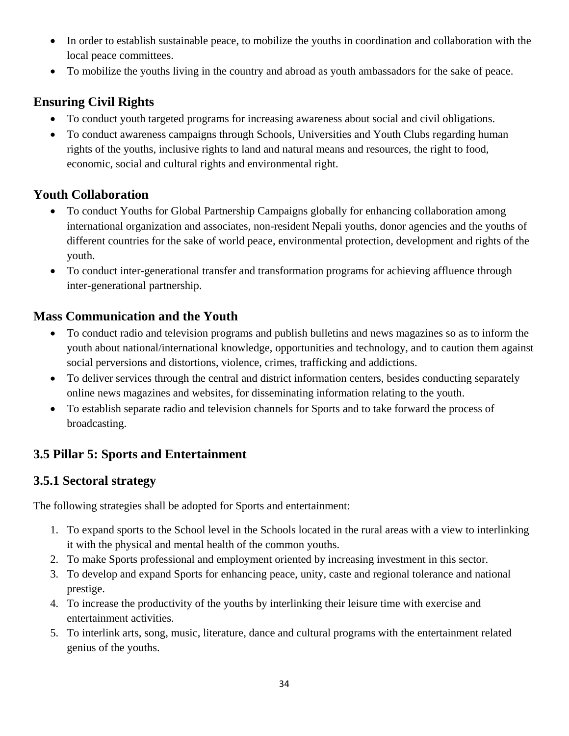- In order to establish sustainable peace, to mobilize the youths in coordination and collaboration with the local peace committees.
- To mobilize the youths living in the country and abroad as youth ambassadors for the sake of peace.

### Ensuring Civil Rights

- To conduct youth targeted programs for increasing awareness about social and civil obligations.
- To conduct awareness campaigns through Schools, Universities and Youth Clubs regarding human rights of the youths, inclusive rights to land and natural means and resources, the right to food, economic, social and cultural rights and environmental right.

### Youth Collaboration

- To conduct Youths for Global Partnership Campaigns globally for enhancing collaboration among international organization and associates, non-resident Nepali youths, donor agencies and the youths of different countries for the sake of world peace, environmental protection, development and rights of the youth.
- To conduct inter-generational transfer and transformation programs for achieving affluence through inter-generational partnership.

### Mass Communication and the Youth

- To conduct radio and television programs and publish bulletins and news magazines so as to inform the youth about national/international knowledge, opportunities and technology, and to caution them against social perversions and distortions, violence, crimes, trafficking and addictions.
- To deliver services through the central and district information centers, besides conducting separately online news magazines and websites, for disseminating information relating to the youth.
- To establish separate radio and television channels for Sports and to take forward the process of broadcasting.

## 3.5 Pillar 5: Sports and Entertainment

### 3.5.1 Sectoral strategy

The following strategies shall be adopted for Sports and entertainment:

1. To expand sports to the School level in the Schools located in the rural areas with a view to interlinking it with the physical and mental health of the common youths.
2. To make Sports professional and employment oriented by increasing investment in this sector.
3. To develop and expand Sports for enhancing peace, unity, caste and regional tolerance and national prestige.
4. To increase the productivity of the youths by interlinking their leisure time with exercise and entertainment activities.
5. To interlink arts, song, music, literature, dance and cultural programs with the entertainment related genius of the youths.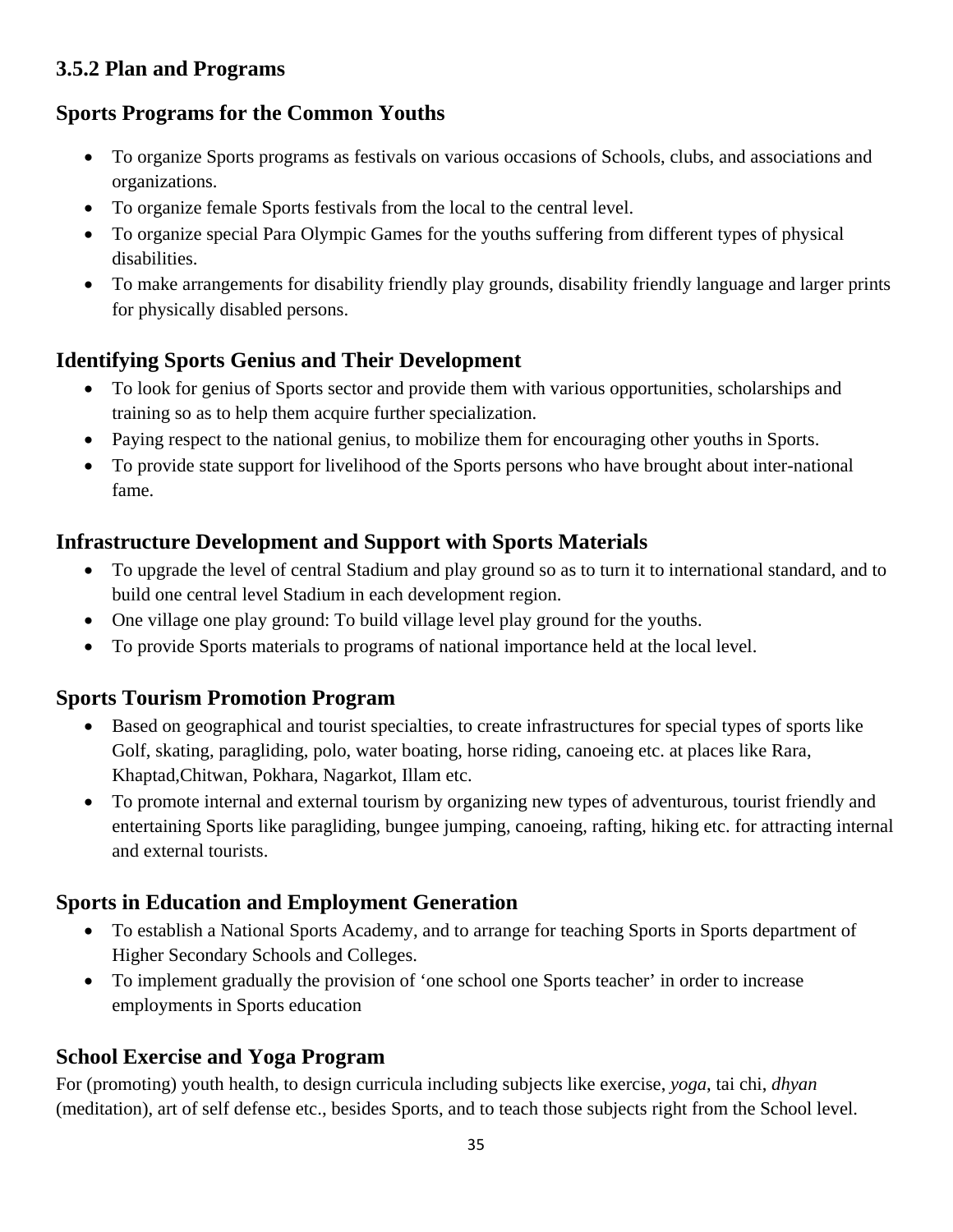### 3.5.2 Plan and Programs

#### Sports Programs for the Common Youths

- To organize Sports programs as festivals on various occasions of Schools, clubs, and associations and organizations.
- To organize female Sports festivals from the local to the central level.
- To organize special Para Olympic Games for the youths suffering from different types of physical disabilities.
- To make arrangements for disability friendly play grounds, disability friendly language and larger prints for physically disabled persons.

#### Identifying Sports Genius and Their Development

- To look for genius of Sports sector and provide them with various opportunities, scholarships and training so as to help them acquire further specialization.
- Paying respect to the national genius, to mobilize them for encouraging other youths in Sports.
- To provide state support for livelihood of the Sports persons who have brought about inter-national fame.

#### Infrastructure Development and Support with Sports Materials

- To upgrade the level of central Stadium and play ground so as to turn it to international standard, and to build one central level Stadium in each development region.
- One village one play ground: To build village level play ground for the youths.
- To provide Sports materials to programs of national importance held at the local level.

#### Sports Tourism Promotion Program

- Based on geographical and tourist specialties, to create infrastructures for special types of sports like Golf, skating, paragliding, polo, water boating, horse riding, canoeing etc. at places like Rara, Khaptad,Chitwan, Pokhara, Nagarkot, Illam etc.
- To promote internal and external tourism by organizing new types of adventurous, tourist friendly and entertaining Sports like paragliding, bungee jumping, canoeing, rafting, hiking etc. for attracting internal and external tourists.

#### Sports in Education and Employment Generation

- To establish a National Sports Academy, and to arrange for teaching Sports in Sports department of Higher Secondary Schools and Colleges.
- To implement gradually the provision of 'one school one Sports teacher' in order to increase employments in Sports education

#### School Exercise and Yoga Program

For (promoting) youth health, to design curricula including subjects like exercise, *yoga*, tai chi, *dhyan* (meditation), art of self defense etc., besides Sports, and to teach those subjects right from the School level.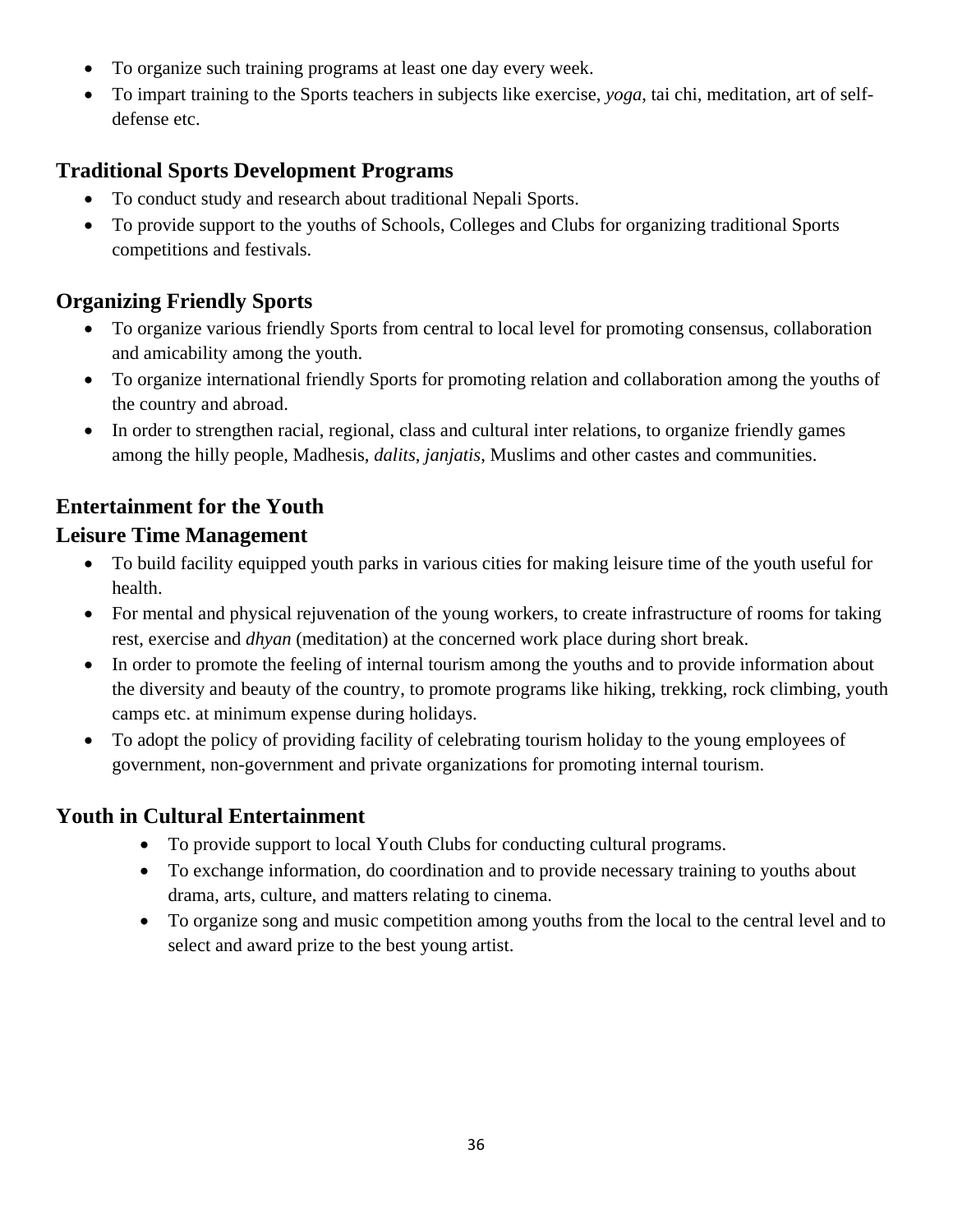- To organize such training programs at least one day every week.
- To impart training to the Sports teachers in subjects like exercise, *yoga*, tai chi, meditation, art of self-defense etc.

## Traditional Sports Development Programs

- To conduct study and research about traditional Nepali Sports.
- To provide support to the youths of Schools, Colleges and Clubs for organizing traditional Sports competitions and festivals.

## Organizing Friendly Sports

- To organize various friendly Sports from central to local level for promoting consensus, collaboration and amicability among the youth.
- To organize international friendly Sports for promoting relation and collaboration among the youths of the country and abroad.
- In order to strengthen racial, regional, class and cultural inter relations, to organize friendly games among the hilly people, Madhesis, *dalits*, *janjatis*, Muslims and other castes and communities.

## Entertainment for the Youth

## Leisure Time Management

- To build facility equipped youth parks in various cities for making leisure time of the youth useful for health.
- For mental and physical rejuvenation of the young workers, to create infrastructure of rooms for taking rest, exercise and *dhyan* (meditation) at the concerned work place during short break.
- In order to promote the feeling of internal tourism among the youths and to provide information about the diversity and beauty of the country, to promote programs like hiking, trekking, rock climbing, youth camps etc. at minimum expense during holidays.
- To adopt the policy of providing facility of celebrating tourism holiday to the young employees of government, non-government and private organizations for promoting internal tourism.

## Youth in Cultural Entertainment

- To provide support to local Youth Clubs for conducting cultural programs.
- To exchange information, do coordination and to provide necessary training to youths about drama, arts, culture, and matters relating to cinema.
- To organize song and music competition among youths from the local to the central level and to select and award prize to the best young artist.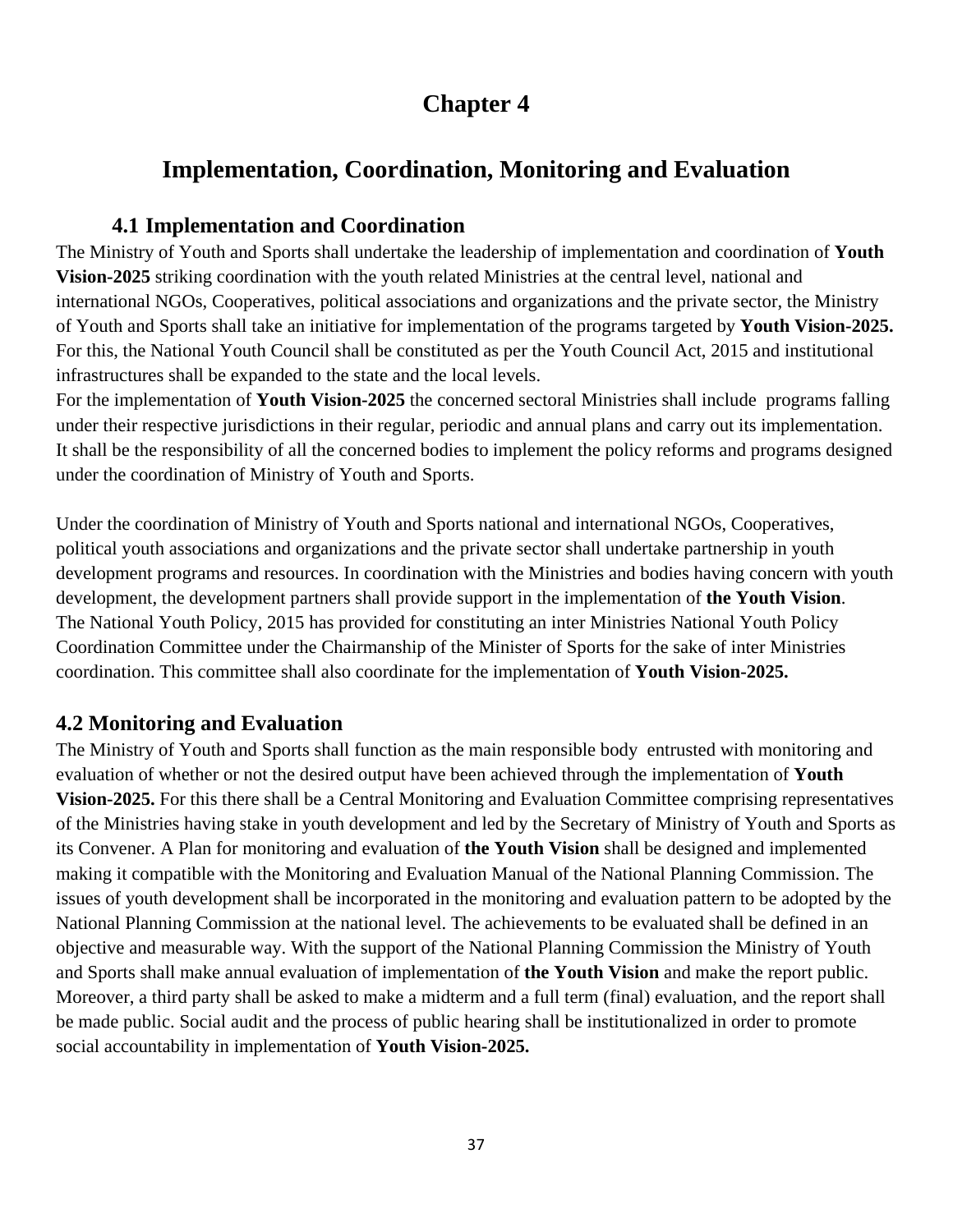# Chapter 4

# Implementation, Coordination, Monitoring and Evaluation

## 4.1 Implementation and Coordination

The Ministry of Youth and Sports shall undertake the leadership of implementation and coordination of **Youth Vision-2025** striking coordination with the youth related Ministries at the central level, national and international NGOs, Cooperatives, political associations and organizations and the private sector, the Ministry of Youth and Sports shall take an initiative for implementation of the programs targeted by **Youth Vision-2025.** For this, the National Youth Council shall be constituted as per the Youth Council Act, 2015 and institutional infrastructures shall be expanded to the state and the local levels.

For the implementation of **Youth Vision-2025** the concerned sectoral Ministries shall include programs falling under their respective jurisdictions in their regular, periodic and annual plans and carry out its implementation. It shall be the responsibility of all the concerned bodies to implement the policy reforms and programs designed under the coordination of Ministry of Youth and Sports.

Under the coordination of Ministry of Youth and Sports national and international NGOs, Cooperatives, political youth associations and organizations and the private sector shall undertake partnership in youth development programs and resources. In coordination with the Ministries and bodies having concern with youth development, the development partners shall provide support in the implementation of **the Youth Vision**. The National Youth Policy, 2015 has provided for constituting an inter Ministries National Youth Policy Coordination Committee under the Chairmanship of the Minister of Sports for the sake of inter Ministries coordination. This committee shall also coordinate for the implementation of **Youth Vision-2025.**

## 4.2 Monitoring and Evaluation

The Ministry of Youth and Sports shall function as the main responsible body entrusted with monitoring and evaluation of whether or not the desired output have been achieved through the implementation of **Youth Vision-2025.** For this there shall be a Central Monitoring and Evaluation Committee comprising representatives of the Ministries having stake in youth development and led by the Secretary of Ministry of Youth and Sports as its Convener. A Plan for monitoring and evaluation of **the Youth Vision** shall be designed and implemented making it compatible with the Monitoring and Evaluation Manual of the National Planning Commission. The issues of youth development shall be incorporated in the monitoring and evaluation pattern to be adopted by the National Planning Commission at the national level. The achievements to be evaluated shall be defined in an objective and measurable way. With the support of the National Planning Commission the Ministry of Youth and Sports shall make annual evaluation of implementation of **the Youth Vision** and make the report public. Moreover, a third party shall be asked to make a midterm and a full term (final) evaluation, and the report shall be made public. Social audit and the process of public hearing shall be institutionalized in order to promote social accountability in implementation of **Youth Vision-2025.**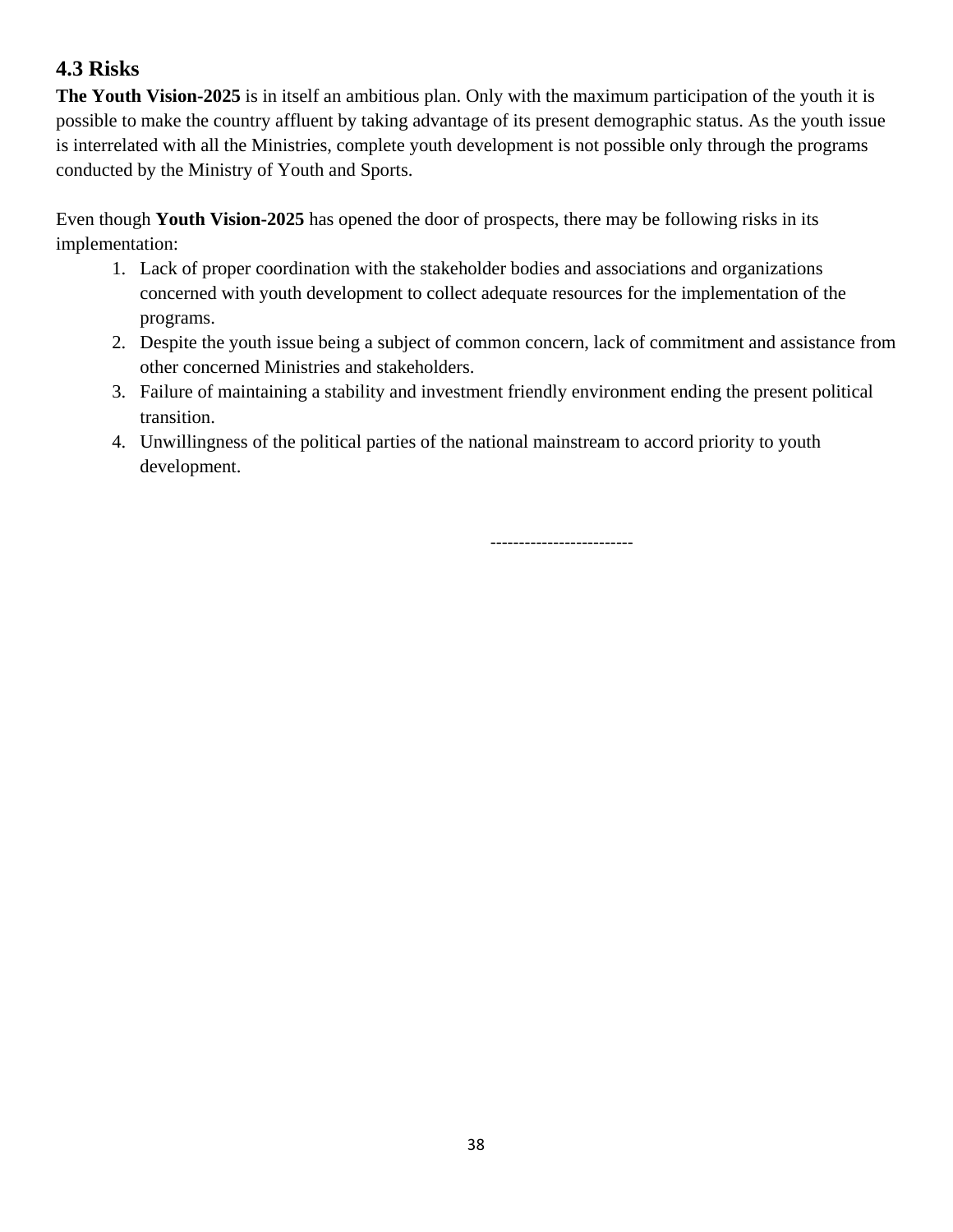### 4.3 Risks

**The Youth Vision-2025** is in itself an ambitious plan. Only with the maximum participation of the youth it is possible to make the country affluent by taking advantage of its present demographic status. As the youth issue is interrelated with all the Ministries, complete youth development is not possible only through the programs conducted by the Ministry of Youth and Sports.

Even though **Youth Vision-2025** has opened the door of prospects, there may be following risks in its implementation:

1. Lack of proper coordination with the stakeholder bodies and associations and organizations concerned with youth development to collect adequate resources for the implementation of the programs.
2. Despite the youth issue being a subject of common concern, lack of commitment and assistance from other concerned Ministries and stakeholders.
3. Failure of maintaining a stability and investment friendly environment ending the present political transition.
4. Unwillingness of the political parties of the national mainstream to accord priority to youth development.

------------------------